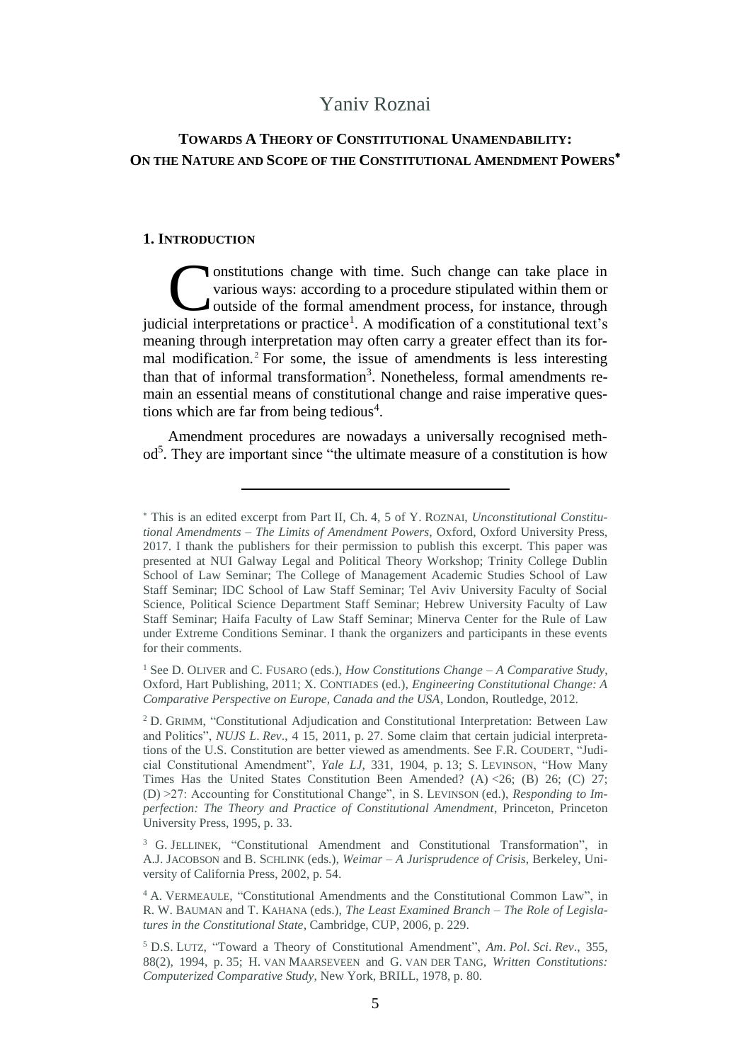# Yaniv Roznai

## TOWARDS A THEORY OF CONSTITUTIONAL UNAMENDABILITY: ON THE NATURE AND SCOPE OF THE CONSTITUTIONAL AMENDMENT POWERS*

### 1. INTRODUCTION

Constitutions change with time. Such change can take place in various ways: according to a procedure stipulated within them or outside of the formal amendment process, for instance, through judicial interpretations or practice[1]. A modification of a constitutional text's meaning through interpretation may often carry a greater effect than its formal modification.[2] For some, the issue of amendments is less interesting than that of informal transformation[3]. Nonetheless, formal amendments remain an essential means of constitutional change and raise imperative questions which are far from being tedious[4].

Amendment procedures are nowadays a universally recognised method[5]. They are important since "the ultimate measure of a constitution is how

---

* This is an edited excerpt from Part II, Ch. 4, 5 of Y. ROZNAI, *Unconstitutional Constitutional Amendments – The Limits of Amendment Powers*, Oxford, Oxford University Press, 2017. I thank the publishers for their permission to publish this excerpt. This paper was presented at NUI Galway Legal and Political Theory Workshop; Trinity College Dublin School of Law Seminar; The College of Management Academic Studies School of Law Staff Seminar; IDC School of Law Staff Seminar; Tel Aviv University Faculty of Social Science, Political Science Department Staff Seminar; Hebrew University Faculty of Law Staff Seminar; Haifa Faculty of Law Staff Seminar; Minerva Center for the Rule of Law under Extreme Conditions Seminar. I thank the organizers and participants in these events for their comments.

[1] See D. OLIVER and C. FUSARO (eds.), *How Constitutions Change – A Comparative Study*, Oxford, Hart Publishing, 2011; X. CONTIADES (ed.), *Engineering Constitutional Change: A Comparative Perspective on Europe, Canada and the USA*, London, Routledge, 2012.

[2] D. GRIMM, "Constitutional Adjudication and Constitutional Interpretation: Between Law and Politics", *NUJS L. Rev.*, 4 15, 2011, p. 27. Some claim that certain judicial interpretations of the U.S. Constitution are better viewed as amendments. See F.R. COUDERT, "Judicial Constitutional Amendment", *Yale LJ*, 331, 1904, p. 13; S. LEVINSON, "How Many Times Has the United States Constitution Been Amended? (A) <26; (B) 26; (C) 27; (D) >27: Accounting for Constitutional Change", in S. LEVINSON (ed.), *Responding to Imperfection: The Theory and Practice of Constitutional Amendment*, Princeton, Princeton University Press, 1995, p. 33.

[3] G. JELLINEK, "Constitutional Amendment and Constitutional Transformation", in A.J. JACOBSON and B. SCHLINK (eds.), *Weimar – A Jurisprudence of Crisis*, Berkeley, University of California Press, 2002, p. 54.

[4] A. VERMEAULE, "Constitutional Amendments and the Constitutional Common Law", in R. W. BAUMAN and T. KAHANA (eds.), *The Least Examined Branch – The Role of Legislatures in the Constitutional State*, Cambridge, CUP, 2006, p. 229.

[5] D.S. LUTZ, "Toward a Theory of Constitutional Amendment", *Am. Pol. Sci. Rev.*, 355, 88(2), 1994, p. 35; H. VAN MAARSEVEEN and G. VAN DER TANG, *Written Constitutions: Computerized Comparative Study*, New York, BRILL, 1978, p. 80.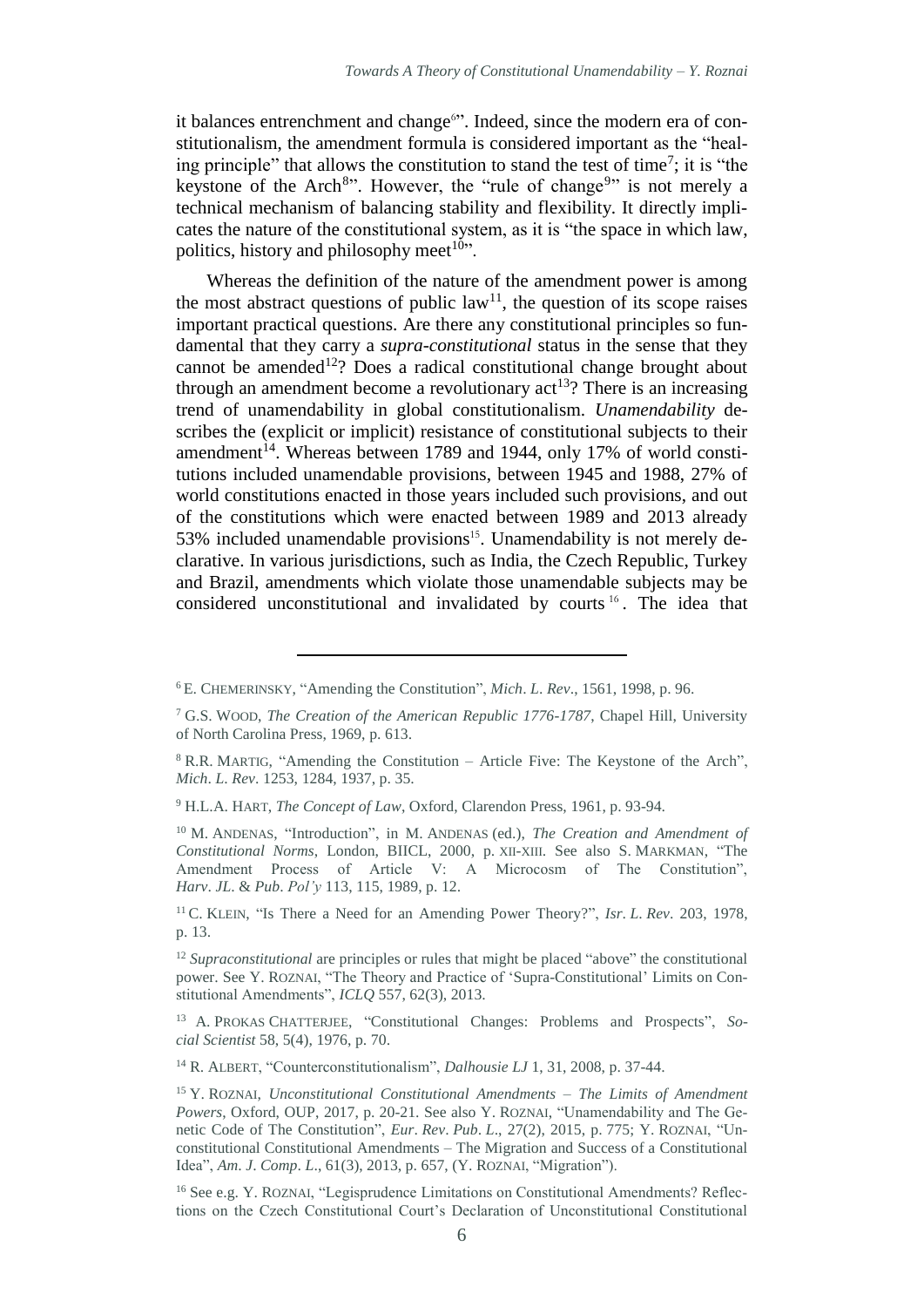it balances entrenchment and change[6]". Indeed, since the modern era of constitutionalism, the amendment formula is considered important as the "healing principle" that allows the constitution to stand the test of time[7]; it is "the keystone of the Arch[8]". However, the "rule of change[9]" is not merely a technical mechanism of balancing stability and flexibility. It directly implicates the nature of the constitutional system, as it is "the space in which law, politics, history and philosophy meet[10]".

Whereas the definition of the nature of the amendment power is among the most abstract questions of public law[11], the question of its scope raises important practical questions. Are there any constitutional principles so fundamental that they carry a *supra-constitutional* status in the sense that they cannot be amended[12]? Does a radical constitutional change brought about through an amendment become a revolutionary act[13]? There is an increasing trend of unamendability in global constitutionalism. *Unamendability* describes the (explicit or implicit) resistance of constitutional subjects to their amendment[14]. Whereas between 1789 and 1944, only 17% of world constitutions included unamendable provisions, between 1945 and 1988, 27% of world constitutions enacted in those years included such provisions, and out of the constitutions which were enacted between 1989 and 2013 already 53% included unamendable provisions[15]. Unamendability is not merely declarative. In various jurisdictions, such as India, the Czech Republic, Turkey and Brazil, amendments which violate those unamendable subjects may be considered unconstitutional and invalidated by courts[16]. The idea that

---

[6] E. CHEMERINSKY, "Amending the Constitution", *Mich. L. Rev.*, 1561, 1998, p. 96.

[7] G.S. WOOD, *The Creation of the American Republic 1776-1787*, Chapel Hill, University of North Carolina Press, 1969, p. 613.

[8] R.R. MARTIG, "Amending the Constitution – Article Five: The Keystone of the Arch", *Mich. L. Rev.* 1253, 1284, 1937, p. 35.

[9] H.L.A. HART, *The Concept of Law*, Oxford, Clarendon Press, 1961, p. 93-94.

[10] M. ANDENAS, "Introduction", in M. ANDENAS (ed.), *The Creation and Amendment of Constitutional Norms*, London, BIICL, 2000, p. XII-XIII. See also S. MARKMAN, "The Amendment Process of Article V: A Microcosm of The Constitution", *Harv. JL. & Pub. Pol'y* 113, 115, 1989, p. 12.

[11] C. KLEIN, "Is There a Need for an Amending Power Theory?", *Isr. L. Rev.* 203, 1978, p. 13.

[12] *Supraconstitutional* are principles or rules that might be placed "above" the constitutional power. See Y. ROZNAI, "The Theory and Practice of 'Supra-Constitutional' Limits on Constitutional Amendments", *ICLQ* 557, 62(3), 2013.

[13] A. PROKAS CHATTERJEE, "Constitutional Changes: Problems and Prospects", *Social Scientist* 58, 5(4), 1976, p. 70.

[14] R. ALBERT, "Counterconstitutionalism", *Dalhousie LJ* 1, 31, 2008, p. 37-44.

[15] Y. ROZNAI, *Unconstitutional Constitutional Amendments – The Limits of Amendment Powers*, Oxford, OUP, 2017, p. 20-21. See also Y. ROZNAI, "Unamendability and The Genetic Code of The Constitution", *Eur. Rev. Pub. L.*, 27(2), 2015, p. 775; Y. ROZNAI, "Unconstitutional Constitutional Amendments – The Migration and Success of a Constitutional Idea", *Am. J. Comp. L.*, 61(3), 2013, p. 657, (Y. ROZNAI, "Migration").

[16] See e.g. Y. ROZNAI, "Legisprudence Limitations on Constitutional Amendments? Reflections on the Czech Constitutional Court's Declaration of Unconstitutional Constitutional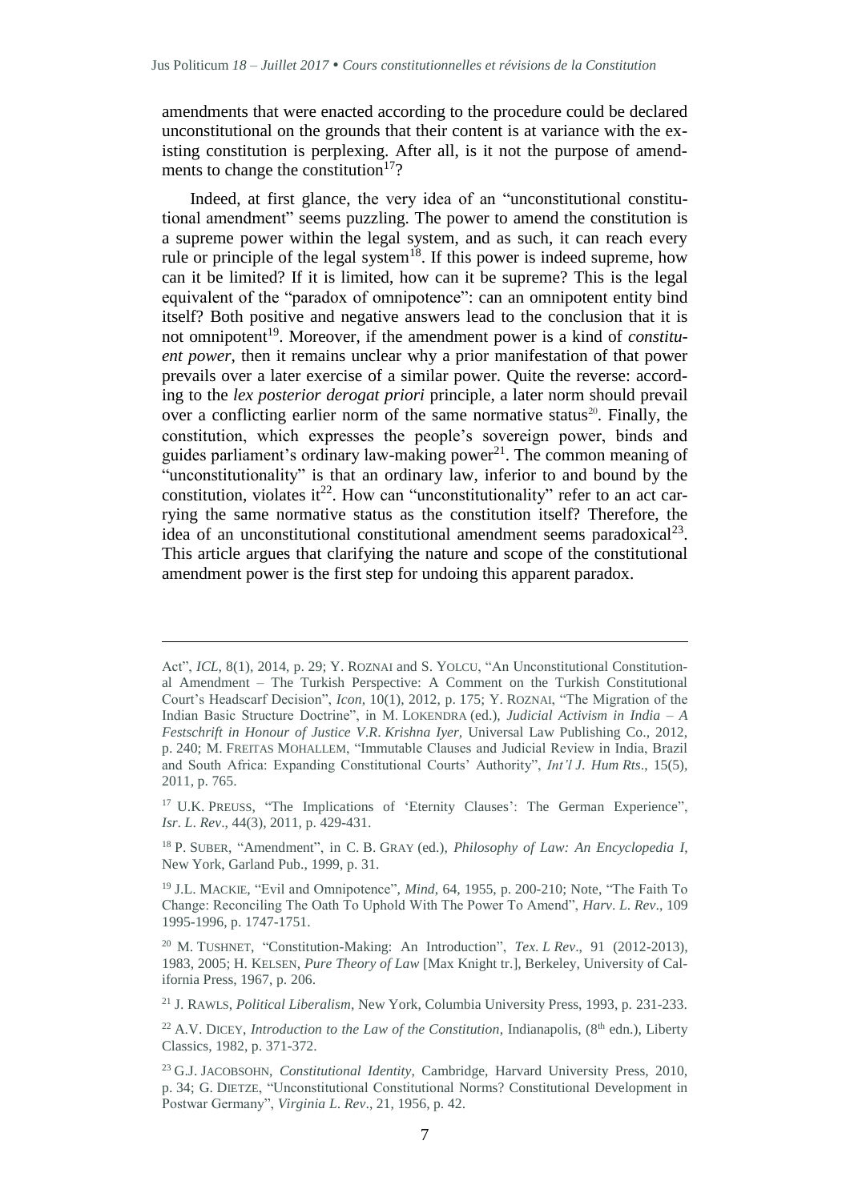amendments that were enacted according to the procedure could be declared unconstitutional on the grounds that their content is at variance with the existing constitution is perplexing. After all, is it not the purpose of amendments to change the constitution[17]?

Indeed, at first glance, the very idea of an "unconstitutional constitutional amendment" seems puzzling. The power to amend the constitution is a supreme power within the legal system, and as such, it can reach every rule or principle of the legal system[18]. If this power is indeed supreme, how can it be limited? If it is limited, how can it be supreme? This is the legal equivalent of the "paradox of omnipotence": can an omnipotent entity bind itself? Both positive and negative answers lead to the conclusion that it is not omnipotent[19]. Moreover, if the amendment power is a kind of *constituent power*, then it remains unclear why a prior manifestation of that power prevails over a later exercise of a similar power. Quite the reverse: according to the *lex posterior derogat priori* principle, a later norm should prevail over a conflicting earlier norm of the same normative status[20]. Finally, the constitution, which expresses the people's sovereign power, binds and guides parliament's ordinary law-making power[21]. The common meaning of "unconstitutionality" is that an ordinary law, inferior to and bound by the constitution, violates it[22]. How can "unconstitutionality" refer to an act carrying the same normative status as the constitution itself? Therefore, the idea of an unconstitutional constitutional amendment seems paradoxical[23]. This article argues that clarifying the nature and scope of the constitutional amendment power is the first step for undoing this apparent paradox.

---

Act", *ICL*, 8(1), 2014, p. 29; Y. ROZNAI and S. YOLCU, "An Unconstitutional Constitutional Amendment – The Turkish Perspective: A Comment on the Turkish Constitutional Court's Headscarf Decision", *Icon*, 10(1), 2012, p. 175; Y. ROZNAI, "The Migration of the Indian Basic Structure Doctrine", in M. LOKENDRA (ed.), *Judicial Activism in India – A Festschrift in Honour of Justice V.R. Krishna Iyer*, Universal Law Publishing Co., 2012, p. 240; M. FREITAS MOHALLEM, "Immutable Clauses and Judicial Review in India, Brazil and South Africa: Expanding Constitutional Courts' Authority", *Int'l J. Hum Rts*., 15(5), 2011, p. 765.

[17] U.K. PREUSS, "The Implications of 'Eternity Clauses': The German Experience", *Isr. L. Rev*., 44(3), 2011, p. 429-431.

[18] P. SUBER, "Amendment", in C. B. GRAY (ed.), *Philosophy of Law: An Encyclopedia I*, New York, Garland Pub., 1999, p. 31.

[19] J.L. MACKIE, "Evil and Omnipotence", *Mind*, 64, 1955, p. 200-210; Note, "The Faith To Change: Reconciling The Oath To Uphold With The Power To Amend", *Harv. L. Rev*., 109 1995-1996, p. 1747-1751.

[20] M. TUSHNET, "Constitution-Making: An Introduction", *Tex. L Rev*., 91 (2012-2013), 1983, 2005; H. KELSEN, *Pure Theory of Law* [Max Knight tr.], Berkeley, University of California Press, 1967, p. 206.

[21] J. RAWLS, *Political Liberalism*, New York, Columbia University Press, 1993, p. 231-233.

[22] A.V. DICEY, *Introduction to the Law of the Constitution*, Indianapolis, (8th edn.), Liberty Classics, 1982, p. 371-372.

[23] G.J. JACOBSOHN, *Constitutional Identity*, Cambridge, Harvard University Press, 2010, p. 34; G. DIETZE, "Unconstitutional Constitutional Norms? Constitutional Development in Postwar Germany", *Virginia L. Rev*., 21, 1956, p. 42.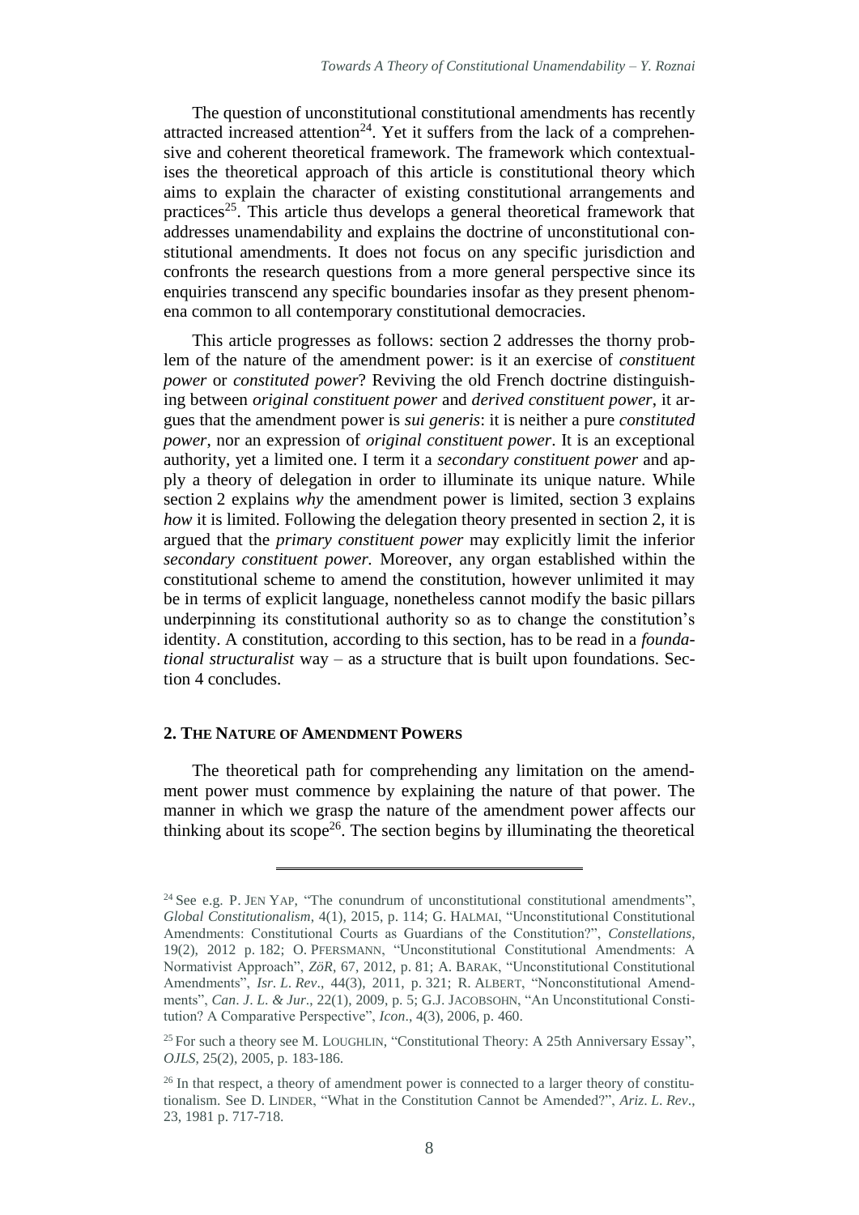The question of unconstitutional constitutional amendments has recently attracted increased attention[24]. Yet it suffers from the lack of a comprehensive and coherent theoretical framework. The framework which contextualises the theoretical approach of this article is constitutional theory which aims to explain the character of existing constitutional arrangements and practices[25]. This article thus develops a general theoretical framework that addresses unamendability and explains the doctrine of unconstitutional constitutional amendments. It does not focus on any specific jurisdiction and confronts the research questions from a more general perspective since its enquiries transcend any specific boundaries insofar as they present phenomena common to all contemporary constitutional democracies.

This article progresses as follows: section 2 addresses the thorny problem of the nature of the amendment power: is it an exercise of *constituent power* or *constituted power*? Reviving the old French doctrine distinguishing between *original constituent power* and *derived constituent power*, it argues that the amendment power is *sui generis*: it is neither a pure *constituted power*, nor an expression of *original constituent power*. It is an exceptional authority, yet a limited one. I term it a *secondary constituent power* and apply a theory of delegation in order to illuminate its unique nature. While section 2 explains *why* the amendment power is limited, section 3 explains *how* it is limited. Following the delegation theory presented in section 2, it is argued that the *primary constituent power* may explicitly limit the inferior *secondary constituent power.* Moreover, any organ established within the constitutional scheme to amend the constitution, however unlimited it may be in terms of explicit language, nonetheless cannot modify the basic pillars underpinning its constitutional authority so as to change the constitution's identity. A constitution, according to this section, has to be read in a *foundational structuralist* way – as a structure that is built upon foundations. Section 4 concludes.

## 2. The Nature of Amendment Powers

The theoretical path for comprehending any limitation on the amendment power must commence by explaining the nature of that power. The manner in which we grasp the nature of the amendment power affects our thinking about its scope[26]. The section begins by illuminating the theoretical

---

[24] See e.g. P. Jen Yap, "The conundrum of unconstitutional constitutional amendments", *Global Constitutionalism*, 4(1), 2015, p. 114; G. Halmai, "Unconstitutional Constitutional Amendments: Constitutional Courts as Guardians of the Constitution?", *Constellations*, 19(2), 2012 p. 182; O. Pfersmann, "Unconstitutional Constitutional Amendments: A Normativist Approach", *ZöR*, 67, 2012, p. 81; A. Barak, "Unconstitutional Constitutional Amendments", *Isr. L. Rev*., 44(3), 2011, p. 321; R. Albert, "Nonconstitutional Amendments", *Can. J. L. & Jur*., 22(1), 2009, p. 5; G.J. Jacobsohn, "An Unconstitutional Constitution? A Comparative Perspective", *Icon*., 4(3), 2006, p. 460.

[25] For such a theory see M. Loughlin, "Constitutional Theory: A 25th Anniversary Essay", *OJLS*, 25(2), 2005, p. 183-186.

[26] In that respect, a theory of amendment power is connected to a larger theory of constitutionalism. See D. Linder, "What in the Constitution Cannot be Amended?", *Ariz. L. Rev*., 23, 1981 p. 717-718.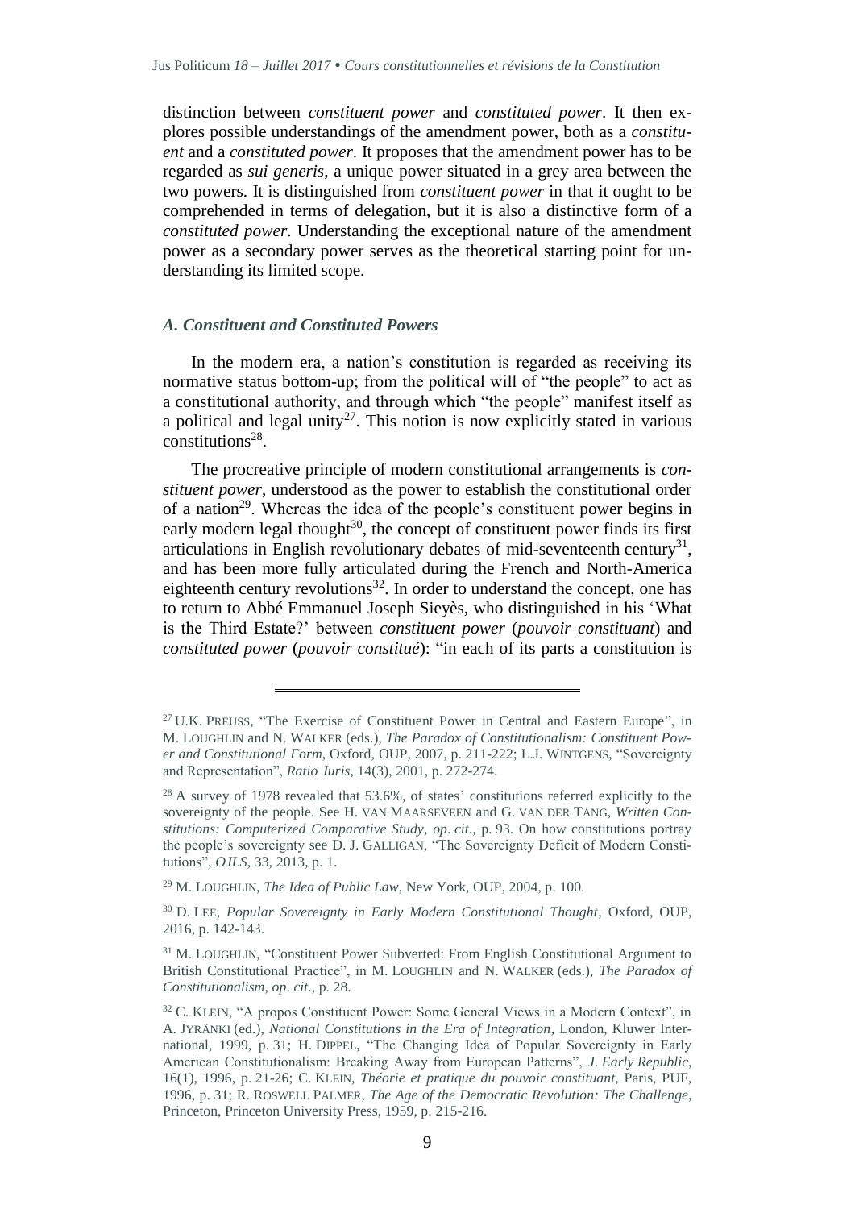distinction between *constituent power* and *constituted power*. It then explores possible understandings of the amendment power, both as a *constituent* and a *constituted power*. It proposes that the amendment power has to be regarded as *sui generis*, a unique power situated in a grey area between the two powers. It is distinguished from *constituent power* in that it ought to be comprehended in terms of delegation, but it is also a distinctive form of a *constituted power*. Understanding the exceptional nature of the amendment power as a secondary power serves as the theoretical starting point for understanding its limited scope.

### *A. Constituent and Constituted Powers*

In the modern era, a nation's constitution is regarded as receiving its normative status bottom-up; from the political will of "the people" to act as a constitutional authority, and through which "the people" manifest itself as a political and legal unity[27]. This notion is now explicitly stated in various constitutions[28].

The procreative principle of modern constitutional arrangements is *constituent power*, understood as the power to establish the constitutional order of a nation[29]. Whereas the idea of the people's constituent power begins in early modern legal thought[30], the concept of constituent power finds its first articulations in English revolutionary debates of mid-seventeenth century[31], and has been more fully articulated during the French and North-America eighteenth century revolutions[32]. In order to understand the concept, one has to return to Abbé Emmanuel Joseph Sieyès, who distinguished in his 'What is the Third Estate?' between *constituent power* (*pouvoir constituant*) and *constituted power* (*pouvoir constitué*): "in each of its parts a constitution is

---

[27] U.K. PREUSS, "The Exercise of Constituent Power in Central and Eastern Europe", in M. LOUGHLIN and N. WALKER (eds.), *The Paradox of Constitutionalism: Constituent Power and Constitutional Form*, Oxford, OUP, 2007, p. 211-222; L.J. WINTGENS, "Sovereignty and Representation", *Ratio Juris*, 14(3), 2001, p. 272-274.

[28] A survey of 1978 revealed that 53.6%, of states' constitutions referred explicitly to the sovereignty of the people. See H. VAN MAARSEVEEN and G. VAN DER TANG, *Written Constitutions: Computerized Comparative Study*, *op. cit*., p. 93. On how constitutions portray the people's sovereignty see D. J. GALLIGAN, "The Sovereignty Deficit of Modern Constitutions", *OJLS*, 33, 2013, p. 1.

[29] M. LOUGHLIN, *The Idea of Public Law*, New York, OUP, 2004, p. 100.

[30] D. LEE, *Popular Sovereignty in Early Modern Constitutional Thought*, Oxford, OUP, 2016, p. 142-143.

[31] M. LOUGHLIN, "Constituent Power Subverted: From English Constitutional Argument to British Constitutional Practice", in M. LOUGHLIN and N. WALKER (eds.), *The Paradox of Constitutionalism*, *op. cit*., p. 28.

[32] C. KLEIN, "A propos Constituent Power: Some General Views in a Modern Context", in A. JYRÄNKI (ed.), *National Constitutions in the Era of Integration*, London, Kluwer International, 1999, p. 31; H. DIPPEL, "The Changing Idea of Popular Sovereignty in Early American Constitutionalism: Breaking Away from European Patterns", *J. Early Republic*, 16(1), 1996, p. 21-26; C. KLEIN, *Théorie et pratique du pouvoir constituant*, Paris, PUF, 1996, p. 31; R. ROSWELL PALMER, *The Age of the Democratic Revolution: The Challenge*, Princeton, Princeton University Press, 1959, p. 215-216.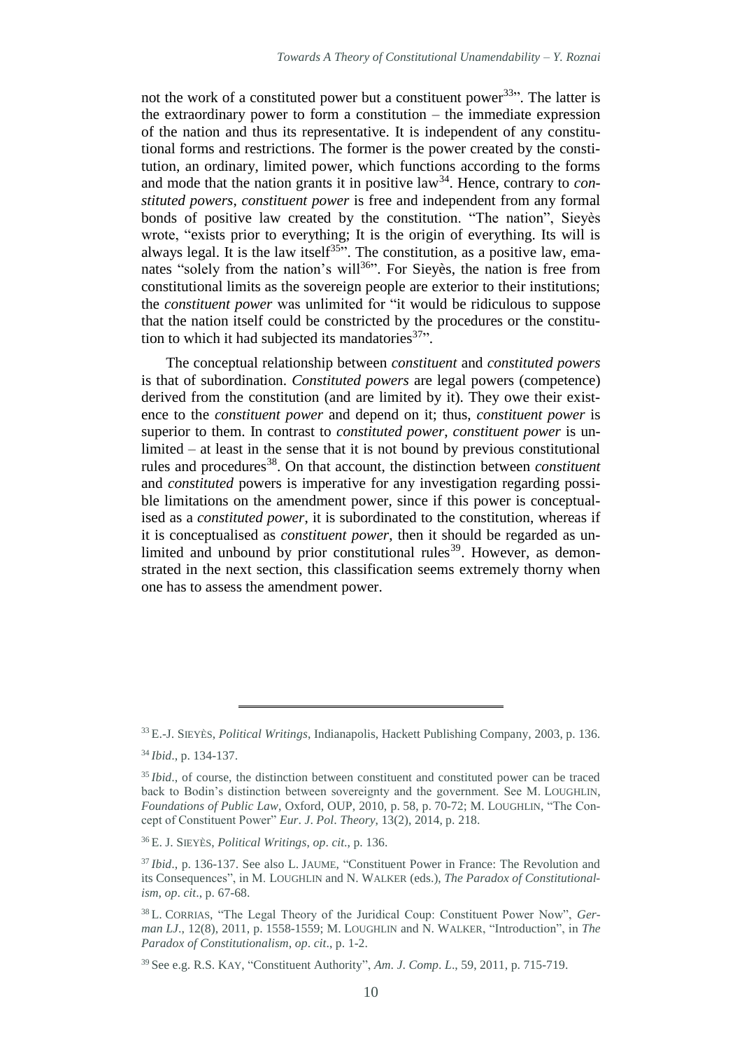not the work of a constituted power but a constituent power[33]". The latter is the extraordinary power to form a constitution – the immediate expression of the nation and thus its representative. It is independent of any constitutional forms and restrictions. The former is the power created by the constitution, an ordinary, limited power, which functions according to the forms and mode that the nation grants it in positive law[34]. Hence, contrary to *constituted powers*, *constituent power* is free and independent from any formal bonds of positive law created by the constitution. "The nation", Sieyès wrote, "exists prior to everything; It is the origin of everything. Its will is always legal. It is the law itself[35]". The constitution, as a positive law, emanates "solely from the nation's will[36]". For Sieyès, the nation is free from constitutional limits as the sovereign people are exterior to their institutions; the *constituent power* was unlimited for "it would be ridiculous to suppose that the nation itself could be constricted by the procedures or the constitution to which it had subjected its mandatories[37]".

The conceptual relationship between *constituent* and *constituted powers* is that of subordination. *Constituted powers* are legal powers (competence) derived from the constitution (and are limited by it). They owe their existence to the *constituent power* and depend on it; thus, *constituent power* is superior to them. In contrast to *constituted power*, *constituent power* is unlimited – at least in the sense that it is not bound by previous constitutional rules and procedures[38]. On that account, the distinction between *constituent* and *constituted* powers is imperative for any investigation regarding possible limitations on the amendment power, since if this power is conceptualised as a *constituted power*, it is subordinated to the constitution, whereas if it is conceptualised as *constituent power*, then it should be regarded as unlimited and unbound by prior constitutional rules[39]. However, as demonstrated in the next section, this classification seems extremely thorny when one has to assess the amendment power.

---

[33] E.-J. SIEYÈS, *Political Writings*, Indianapolis, Hackett Publishing Company, 2003, p. 136.

[34] *Ibid*., p. 134-137.

[35] *Ibid*., of course, the distinction between constituent and constituted power can be traced back to Bodin's distinction between sovereignty and the government. See M. LOUGHLIN, *Foundations of Public Law*, Oxford, OUP, 2010, p. 58, p. 70-72; M. LOUGHLIN, "The Concept of Constituent Power" *Eur. J. Pol. Theory*, 13(2), 2014, p. 218.

[36] E. J. SIEYÈS, *Political Writings*, *op. cit*., p. 136.

[37] *Ibid*., p. 136-137. See also L. JAUME, "Constituent Power in France: The Revolution and its Consequences", in M. LOUGHLIN and N. WALKER (eds.), *The Paradox of Constitutionalism*, *op. cit*., p. 67-68.

[38] L. CORRIAS, "The Legal Theory of the Juridical Coup: Constituent Power Now", *German LJ*., 12(8), 2011, p. 1558-1559; M. LOUGHLIN and N. WALKER, "Introduction", in *The Paradox of Constitutionalism*, *op. cit*., p. 1-2.

[39] See e.g. R.S. KAY, "Constituent Authority", *Am. J. Comp. L*., 59, 2011, p. 715-719.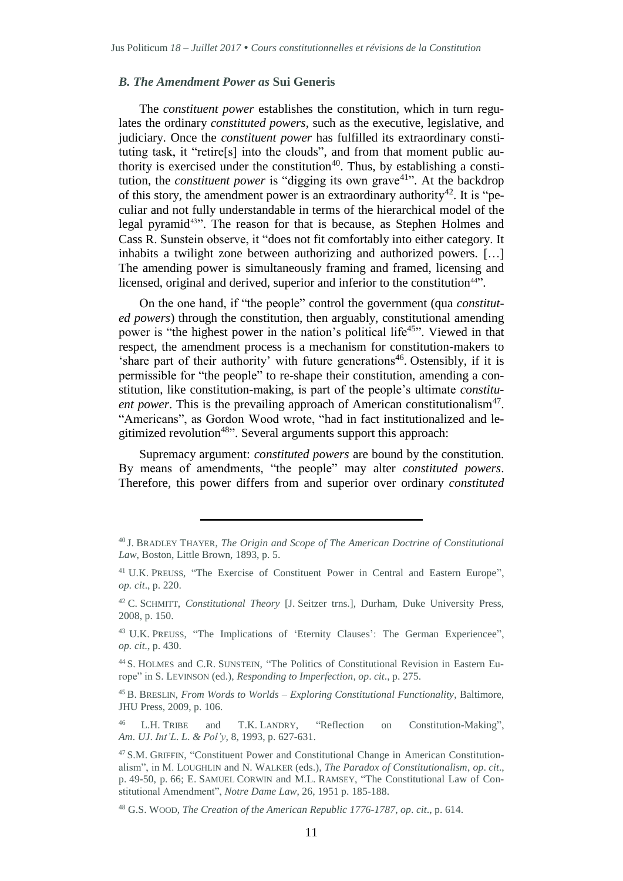### *B. The Amendment Power as* **Sui Generis**

The *constituent power* establishes the constitution, which in turn regulates the ordinary *constituted powers*, such as the executive, legislative, and judiciary. Once the *constituent power* has fulfilled its extraordinary constituting task, it "retire[s] into the clouds", and from that moment public authority is exercised under the constitution[40]. Thus, by establishing a constitution, the *constituent power* is "digging its own grave[41]". At the backdrop of this story, the amendment power is an extraordinary authority[42]. It is "peculiar and not fully understandable in terms of the hierarchical model of the legal pyramid[43]". The reason for that is because, as Stephen Holmes and Cass R. Sunstein observe, it "does not fit comfortably into either category. It inhabits a twilight zone between authorizing and authorized powers. […] The amending power is simultaneously framing and framed, licensing and licensed, original and derived, superior and inferior to the constitution[44]".

On the one hand, if "the people" control the government (qua *constituted powers*) through the constitution, then arguably, constitutional amending power is "the highest power in the nation's political life[45]". Viewed in that respect, the amendment process is a mechanism for constitution-makers to 'share part of their authority' with future generations[46]. Ostensibly, if it is permissible for "the people" to re-shape their constitution, amending a constitution, like constitution-making, is part of the people's ultimate *constituent power*. This is the prevailing approach of American constitutionalism[47]. "Americans", as Gordon Wood wrote, "had in fact institutionalized and legitimized revolution[48]". Several arguments support this approach:

Supremacy argument: *constituted powers* are bound by the constitution. By means of amendments, "the people" may alter *constituted powers*. Therefore, this power differs from and superior over ordinary *constituted*

---

[40] J. Bradley Thayer, *The Origin and Scope of The American Doctrine of Constitutional Law*, Boston, Little Brown, 1893, p. 5.

[41] U.K. Preuss, "The Exercise of Constituent Power in Central and Eastern Europe", *op. cit*., p. 220.

[42] C. Schmitt, *Constitutional Theory* [J. Seitzer trns.], Durham, Duke University Press, 2008, p. 150.

[43] U.K. Preuss, "The Implications of 'Eternity Clauses': The German Experiencee", *op. cit.*, p. 430.

[44] S. Holmes and C.R. Sunstein, "The Politics of Constitutional Revision in Eastern Europe" in S. Levinson (ed.), *Responding to Imperfection*, *op. cit*., p. 275.

[45] B. Breslin, *From Words to Worlds – Exploring Constitutional Functionality*, Baltimore, JHU Press, 2009, p. 106.

[46] L.H. Tribe and T.K. Landry, "Reflection on Constitution-Making", *Am. UJ. Int'L. L. & Pol'y*, 8, 1993, p. 627-631.

[47] S.M. Griffin, "Constituent Power and Constitutional Change in American Constitutionalism", in M. Loughlin and N. Walker (eds.), *The Paradox of Constitutionalism*, *op. cit*., p. 49-50, p. 66; E. Samuel Corwin and M.L. Ramsey, "The Constitutional Law of Constitutional Amendment", *Notre Dame Law*, 26, 1951 p. 185-188.

[48] G.S. Wood, *The Creation of the American Republic 1776-1787*, *op. cit*., p. 614.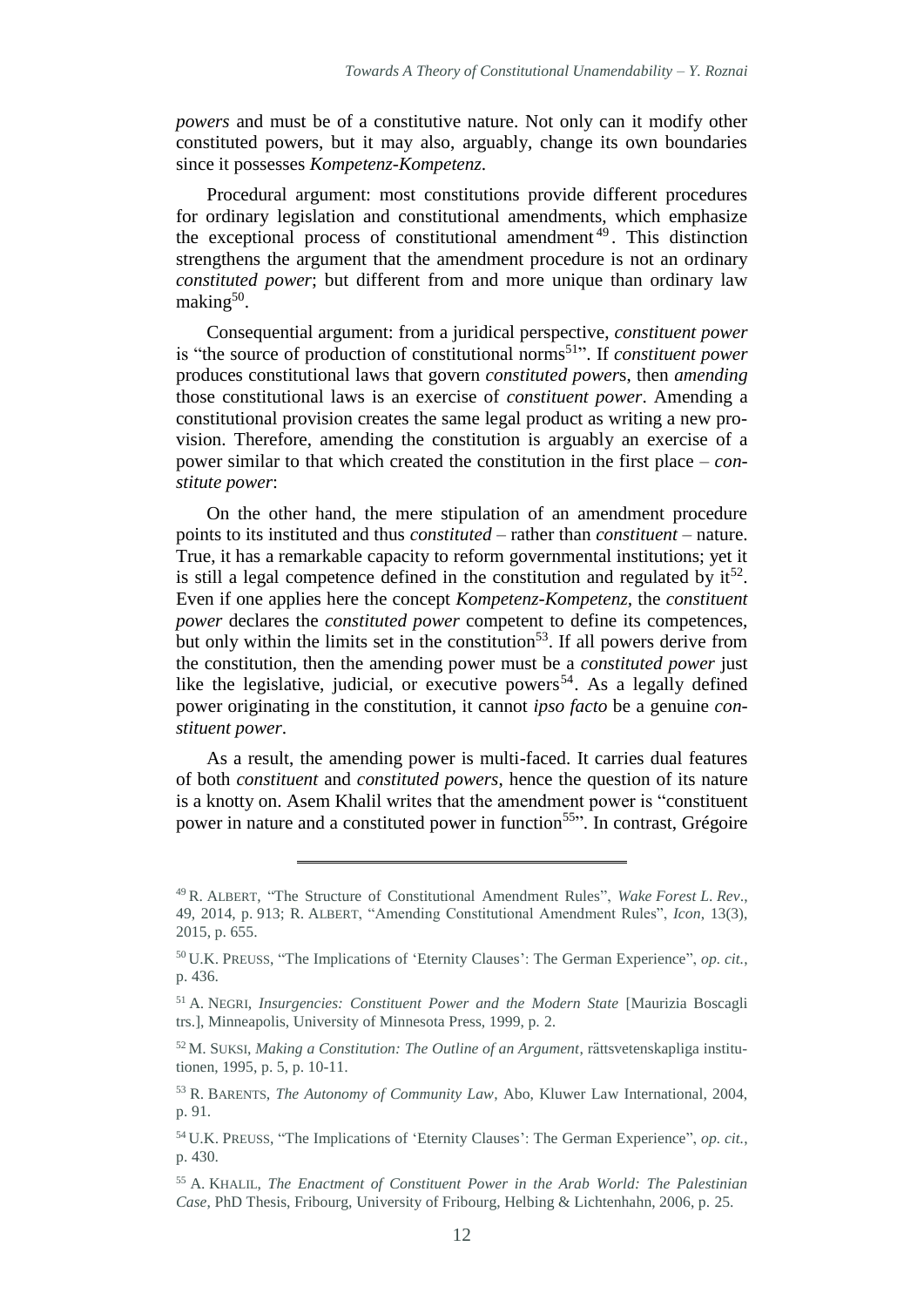*powers* and must be of a constitutive nature. Not only can it modify other constituted powers, but it may also, arguably, change its own boundaries since it possesses *Kompetenz-Kompetenz*.

Procedural argument: most constitutions provide different procedures for ordinary legislation and constitutional amendments, which emphasize the exceptional process of constitutional amendment[49]. This distinction strengthens the argument that the amendment procedure is not an ordinary *constituted power*; but different from and more unique than ordinary law making[50].

Consequential argument: from a juridical perspective, *constituent power* is "the source of production of constitutional norms[51]". If *constituent power* produces constitutional laws that govern *constituted power*s, then *amending* those constitutional laws is an exercise of *constituent power*. Amending a constitutional provision creates the same legal product as writing a new provision. Therefore, amending the constitution is arguably an exercise of a power similar to that which created the constitution in the first place – *constitute power*:

On the other hand, the mere stipulation of an amendment procedure points to its instituted and thus *constituted* – rather than *constituent* – nature. True, it has a remarkable capacity to reform governmental institutions; yet it is still a legal competence defined in the constitution and regulated by it[52]. Even if one applies here the concept *Kompetenz-Kompetenz*, the *constituent power* declares the *constituted power* competent to define its competences, but only within the limits set in the constitution[53]. If all powers derive from the constitution, then the amending power must be a *constituted power* just like the legislative, judicial, or executive powers[54]. As a legally defined power originating in the constitution, it cannot *ipso facto* be a genuine *constituent power*.

As a result, the amending power is multi-faced. It carries dual features of both *constituent* and *constituted powers*, hence the question of its nature is a knotty on. Asem Khalil writes that the amendment power is "constituent power in nature and a constituted power in function[55]". In contrast, Grégoire

---

[49] R. ALBERT, "The Structure of Constitutional Amendment Rules", *Wake Forest L. Rev*., 49, 2014, p. 913; R. ALBERT, "Amending Constitutional Amendment Rules", *Icon*, 13(3), 2015, p. 655.

[50] U.K. PREUSS, "The Implications of 'Eternity Clauses': The German Experience", *op. cit.*, p. 436.

[51] A. NEGRI, *Insurgencies: Constituent Power and the Modern State* [Maurizia Boscagli trs.], Minneapolis, University of Minnesota Press, 1999, p. 2.

[52] M. SUKSI, *Making a Constitution: The Outline of an Argument*, rättsvetenskapliga institutionen, 1995, p. 5, p. 10-11.

[53] R. BARENTS, *The Autonomy of Community Law*, Abo, Kluwer Law International, 2004, p. 91.

[54] U.K. PREUSS, "The Implications of 'Eternity Clauses': The German Experience", *op. cit.*, p. 430.

[55] A. KHALIL, *The Enactment of Constituent Power in the Arab World: The Palestinian Case*, PhD Thesis, Fribourg, University of Fribourg, Helbing & Lichtenhahn, 2006, p. 25.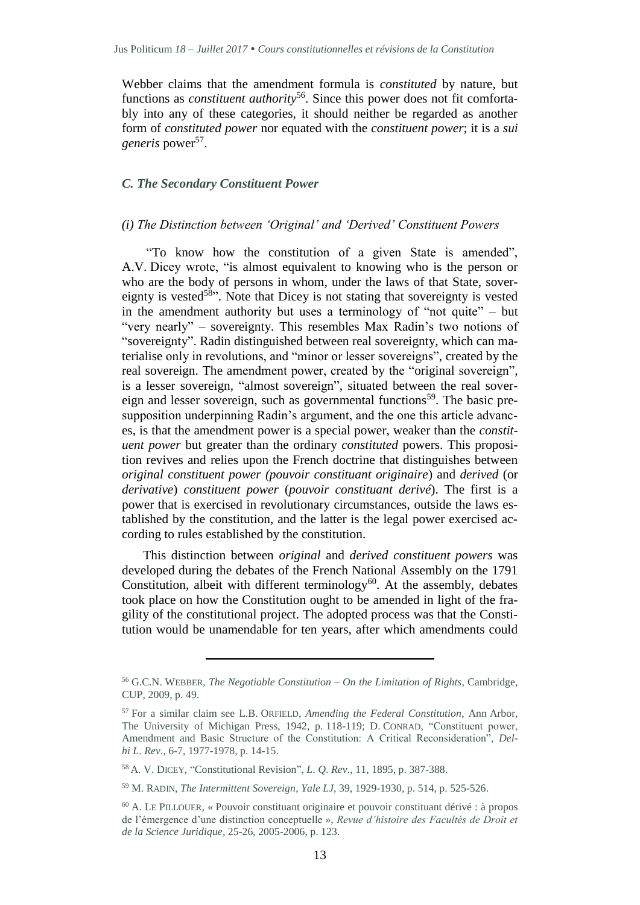Webber claims that the amendment formula is *constituted* by nature, but functions as *constituent authority*[56]. Since this power does not fit comfortably into any of these categories, it should neither be regarded as another form of *constituted power* nor equated with the *constituent power*; it is a *sui generis* power[57].

### *C. The Secondary Constituent Power*

#### *(i) The Distinction between 'Original' and 'Derived' Constituent Powers*

"To know how the constitution of a given State is amended", A.V. Dicey wrote, "is almost equivalent to knowing who is the person or who are the body of persons in whom, under the laws of that State, sovereignty is vested[58]". Note that Dicey is not stating that sovereignty is vested in the amendment authority but uses a terminology of "not quite" – but "very nearly" – sovereignty. This resembles Max Radin's two notions of "sovereignty". Radin distinguished between real sovereignty, which can materialise only in revolutions, and "minor or lesser sovereigns", created by the real sovereign. The amendment power, created by the "original sovereign", is a lesser sovereign, "almost sovereign", situated between the real sovereign and lesser sovereign, such as governmental functions[59]. The basic presupposition underpinning Radin's argument, and the one this article advances, is that the amendment power is a special power, weaker than the *constituent power* but greater than the ordinary *constituted* powers. This proposition revives and relies upon the French doctrine that distinguishes between *original constituent power (pouvoir constituant originaire*) and *derived* (or *derivative*) *constituent power* (*pouvoir constituant derivé*). The first is a power that is exercised in revolutionary circumstances, outside the laws established by the constitution, and the latter is the legal power exercised according to rules established by the constitution.

This distinction between *original* and *derived constituent powers* was developed during the debates of the French National Assembly on the 1791 Constitution, albeit with different terminology[60]. At the assembly, debates took place on how the Constitution ought to be amended in light of the fragility of the constitutional project. The adopted process was that the Constitution would be unamendable for ten years, after which amendments could

---

[56] G.C.N. WEBBER, *The Negotiable Constitution – On the Limitation of Rights*, Cambridge, CUP, 2009, p. 49.

[57] For a similar claim see L.B. ORFIELD, *Amending the Federal Constitution*, Ann Arbor, The University of Michigan Press, 1942, p. 118-119; D. CONRAD, "Constituent power, Amendment and Basic Structure of the Constitution: A Critical Reconsideration", *Delhi L. Rev*., 6-7, 1977-1978, p. 14-15.

[58] A. V. DICEY, "Constitutional Revision", *L. Q. Rev*., 11, 1895, p. 387-388.

[59] M. RADIN, *The Intermittent Sovereign*, *Yale LJ*, 39, 1929-1930, p. 514, p. 525-526.

[60] A. LE PILLOUER, « Pouvoir constituant originaire et pouvoir constituant dérivé : à propos de l'émergence d'une distinction conceptuelle », *Revue d'histoire des Facultés de Droit et de la Science Juridique*, 25-26, 2005-2006, p. 123.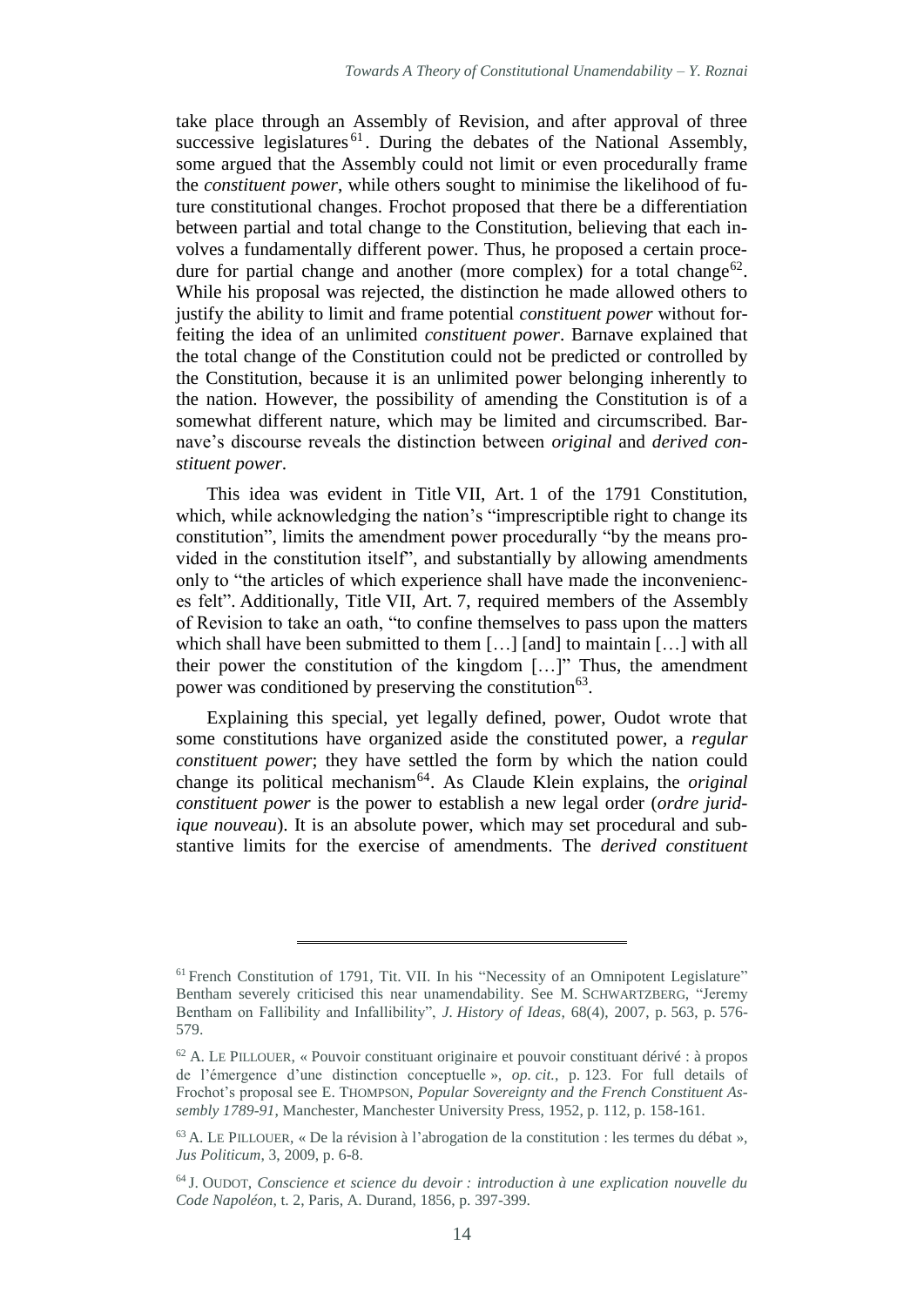take place through an Assembly of Revision, and after approval of three successive legislatures[61]. During the debates of the National Assembly, some argued that the Assembly could not limit or even procedurally frame the *constituent power*, while others sought to minimise the likelihood of future constitutional changes. Frochot proposed that there be a differentiation between partial and total change to the Constitution, believing that each involves a fundamentally different power. Thus, he proposed a certain procedure for partial change and another (more complex) for a total change[62]. While his proposal was rejected, the distinction he made allowed others to justify the ability to limit and frame potential *constituent power* without forfeiting the idea of an unlimited *constituent power*. Barnave explained that the total change of the Constitution could not be predicted or controlled by the Constitution, because it is an unlimited power belonging inherently to the nation. However, the possibility of amending the Constitution is of a somewhat different nature, which may be limited and circumscribed. Barnave's discourse reveals the distinction between *original* and *derived constituent power*.

This idea was evident in Title VII, Art. 1 of the 1791 Constitution, which, while acknowledging the nation's "imprescriptible right to change its constitution", limits the amendment power procedurally "by the means provided in the constitution itself", and substantially by allowing amendments only to "the articles of which experience shall have made the inconveniences felt". Additionally, Title VII, Art. 7, required members of the Assembly of Revision to take an oath, "to confine themselves to pass upon the matters which shall have been submitted to them […] [and] to maintain […] with all their power the constitution of the kingdom […]" Thus, the amendment power was conditioned by preserving the constitution[63].

Explaining this special, yet legally defined, power, Oudot wrote that some constitutions have organized aside the constituted power, a *regular constituent power*; they have settled the form by which the nation could change its political mechanism[64]. As Claude Klein explains, the *original constituent power* is the power to establish a new legal order (*ordre juridique nouveau*). It is an absolute power, which may set procedural and substantive limits for the exercise of amendments. The *derived constituent*

---

[61] French Constitution of 1791, Tit. VII. In his "Necessity of an Omnipotent Legislature" Bentham severely criticised this near unamendability. See M. SCHWARTZBERG, "Jeremy Bentham on Fallibility and Infallibility", *J. History of Ideas*, 68(4), 2007, p. 563, p. 576-579.

[62] A. LE PILLOUER, « Pouvoir constituant originaire et pouvoir constituant dérivé : à propos de l'émergence d'une distinction conceptuelle », *op. cit.*, p. 123. For full details of Frochot's proposal see E. THOMPSON, *Popular Sovereignty and the French Constituent Assembly 1789-91*, Manchester, Manchester University Press, 1952, p. 112, p. 158-161.

[63] A. LE PILLOUER, « De la révision à l'abrogation de la constitution : les termes du débat », *Jus Politicum*, 3, 2009, p. 6-8.

[64] J. OUDOT, *Conscience et science du devoir : introduction à une explication nouvelle du Code Napoléon*, t. 2, Paris, A. Durand, 1856, p. 397-399.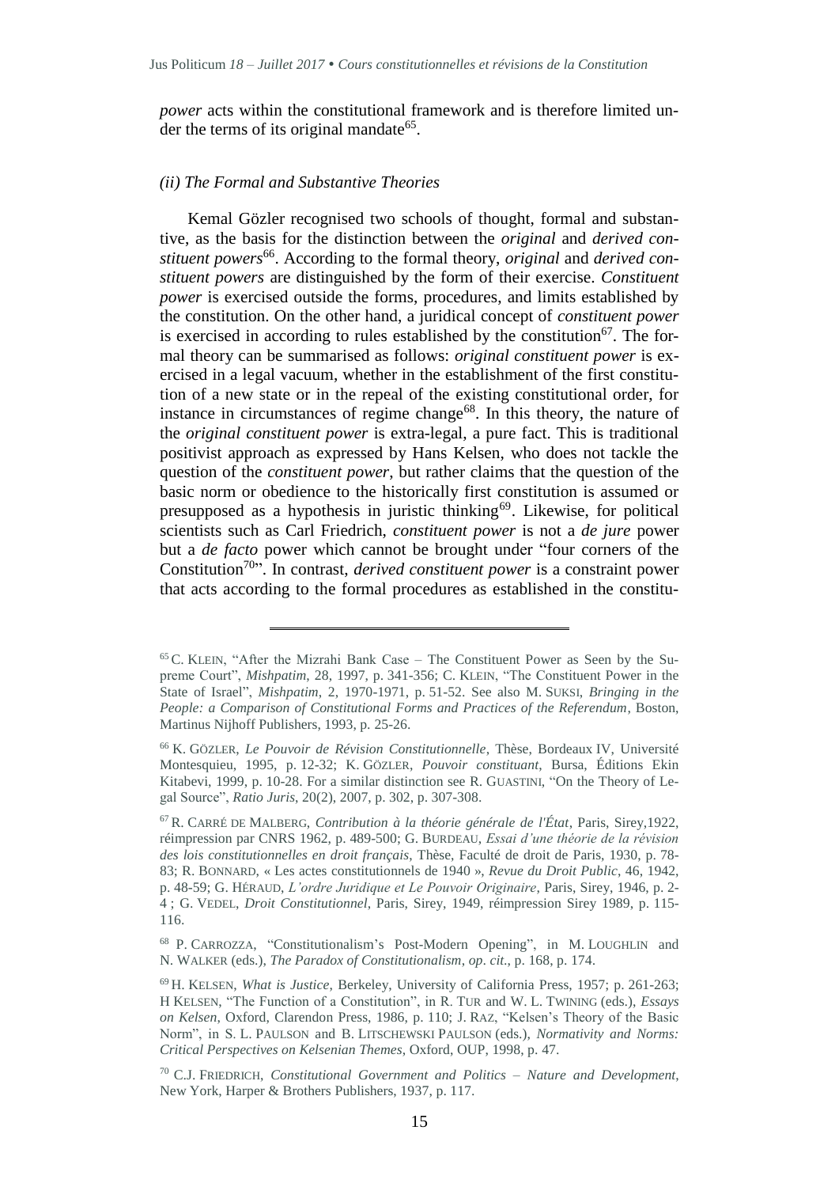*power* acts within the constitutional framework and is therefore limited under the terms of its original mandate[65].

### *(ii) The Formal and Substantive Theories*

Kemal Gözler recognised two schools of thought, formal and substantive, as the basis for the distinction between the *original* and *derived constituent powers*[66]. According to the formal theory, *original* and *derived constituent powers* are distinguished by the form of their exercise. *Constituent power* is exercised outside the forms, procedures, and limits established by the constitution. On the other hand, a juridical concept of *constituent power* is exercised in according to rules established by the constitution[67]. The formal theory can be summarised as follows: *original constituent power* is exercised in a legal vacuum, whether in the establishment of the first constitution of a new state or in the repeal of the existing constitutional order, for instance in circumstances of regime change[68]. In this theory, the nature of the *original constituent power* is extra-legal, a pure fact. This is traditional positivist approach as expressed by Hans Kelsen, who does not tackle the question of the *constituent power*, but rather claims that the question of the basic norm or obedience to the historically first constitution is assumed or presupposed as a hypothesis in juristic thinking[69]. Likewise, for political scientists such as Carl Friedrich, *constituent power* is not a *de jure* power but a *de facto* power which cannot be brought under "four corners of the Constitution[70]". In contrast, *derived constituent power* is a constraint power that acts according to the formal procedures as established in the constitu-

---

[65] C. KLEIN, "After the Mizrahi Bank Case – The Constituent Power as Seen by the Supreme Court", *Mishpatim*, 28, 1997, p. 341-356; C. KLEIN, "The Constituent Power in the State of Israel", *Mishpatim*, 2, 1970-1971, p. 51-52. See also M. SUKSI, *Bringing in the People: a Comparison of Constitutional Forms and Practices of the Referendum*, Boston, Martinus Nijhoff Publishers, 1993, p. 25-26.

[66] K. GÖZLER, *Le Pouvoir de Révision Constitutionnelle*, Thèse, Bordeaux IV, Université Montesquieu, 1995, p. 12-32; K. GÖZLER, *Pouvoir constituant*, Bursa, Éditions Ekin Kitabevi, 1999, p. 10-28. For a similar distinction see R. GUASTINI, "On the Theory of Legal Source", *Ratio Juris*, 20(2), 2007, p. 302, p. 307-308.

[67] R. CARRÉ DE MALBERG, *Contribution à la théorie générale de l'État*, Paris, Sirey,1922, réimpression par CNRS 1962, p. 489-500; G. BURDEAU, *Essai d'une théorie de la révision des lois constitutionnelles en droit français*, Thèse, Faculté de droit de Paris, 1930, p. 78-83; R. BONNARD, « Les actes constitutionnels de 1940 », *Revue du Droit Public*, 46, 1942, p. 48-59; G. HÉRAUD, *L'ordre Juridique et Le Pouvoir Originaire*, Paris, Sirey, 1946, p. 2-4 ; G. VEDEL, *Droit Constitutionnel*, Paris, Sirey, 1949, réimpression Sirey 1989, p. 115-116.

[68] P. CARROZZA, "Constitutionalism's Post-Modern Opening", in M. LOUGHLIN and N. WALKER (eds.), *The Paradox of Constitutionalism*, *op. cit.*, p. 168, p. 174.

[69] H. KELSEN, *What is Justice*, Berkeley, University of California Press, 1957; p. 261-263; H KELSEN, "The Function of a Constitution", in R. TUR and W. L. TWINING (eds.), *Essays on Kelsen*, Oxford, Clarendon Press, 1986, p. 110; J. RAZ, "Kelsen's Theory of the Basic Norm", in S. L. PAULSON and B. LITSCHEWSKI PAULSON (eds.), *Normativity and Norms: Critical Perspectives on Kelsenian Themes*, Oxford, OUP, 1998, p. 47.

[70] C.J. FRIEDRICH, *Constitutional Government and Politics – Nature and Development*, New York, Harper & Brothers Publishers, 1937, p. 117.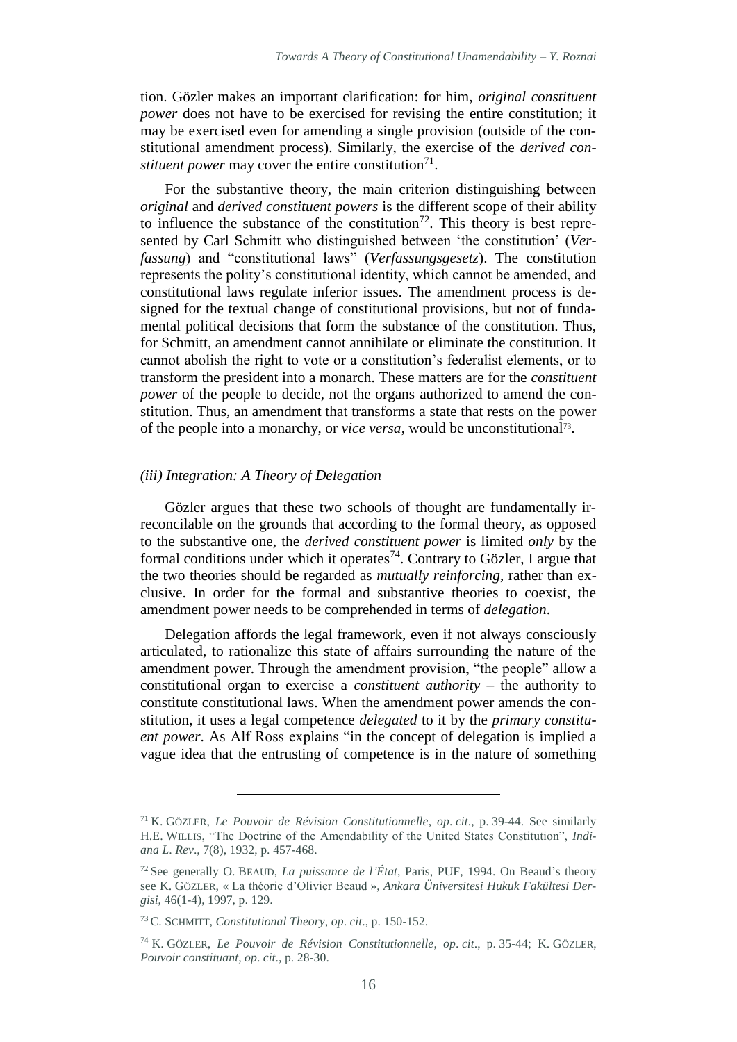tion. Gözler makes an important clarification: for him, *original constituent power* does not have to be exercised for revising the entire constitution; it may be exercised even for amending a single provision (outside of the constitutional amendment process). Similarly, the exercise of the *derived constituent power* may cover the entire constitution[71].

For the substantive theory, the main criterion distinguishing between *original* and *derived constituent powers* is the different scope of their ability to influence the substance of the constitution[72]. This theory is best represented by Carl Schmitt who distinguished between 'the constitution' (*Verfassung*) and "constitutional laws" (*Verfassungsgesetz*). The constitution represents the polity's constitutional identity, which cannot be amended, and constitutional laws regulate inferior issues. The amendment process is designed for the textual change of constitutional provisions, but not of fundamental political decisions that form the substance of the constitution. Thus, for Schmitt, an amendment cannot annihilate or eliminate the constitution. It cannot abolish the right to vote or a constitution's federalist elements, or to transform the president into a monarch. These matters are for the *constituent power* of the people to decide, not the organs authorized to amend the constitution. Thus, an amendment that transforms a state that rests on the power of the people into a monarchy, or *vice versa*, would be unconstitutional[73].

### *(iii) Integration: A Theory of Delegation*

Gözler argues that these two schools of thought are fundamentally irreconcilable on the grounds that according to the formal theory, as opposed to the substantive one, the *derived constituent power* is limited *only* by the formal conditions under which it operates[74]. Contrary to Gözler, I argue that the two theories should be regarded as *mutually reinforcing*, rather than exclusive. In order for the formal and substantive theories to coexist, the amendment power needs to be comprehended in terms of *delegation*.

Delegation affords the legal framework, even if not always consciously articulated, to rationalize this state of affairs surrounding the nature of the amendment power. Through the amendment provision, "the people" allow a constitutional organ to exercise a *constituent authority* – the authority to constitute constitutional laws. When the amendment power amends the constitution, it uses a legal competence *delegated* to it by the *primary constituent power*. As Alf Ross explains "in the concept of delegation is implied a vague idea that the entrusting of competence is in the nature of something

---

[71] K. GÖZLER, *Le Pouvoir de Révision Constitutionnelle*, *op. cit*., p. 39-44. See similarly H.E. WILLIS, "The Doctrine of the Amendability of the United States Constitution", *Indiana L. Rev*., 7(8), 1932, p. 457-468.

[72] See generally O. BEAUD, *La puissance de l'État*, Paris, PUF, 1994. On Beaud's theory see K. GÖZLER, « La théorie d'Olivier Beaud », *Ankara Üniversitesi Hukuk Fakültesi Dergisi*, 46(1-4), 1997, p. 129.

[73] C. SCHMITT, *Constitutional Theory*, *op. cit*., p. 150-152.

[74] K. GÖZLER, *Le Pouvoir de Révision Constitutionnelle*, *op. cit*., p. 35-44; K. GÖZLER, *Pouvoir constituant*, *op. cit*., p. 28-30.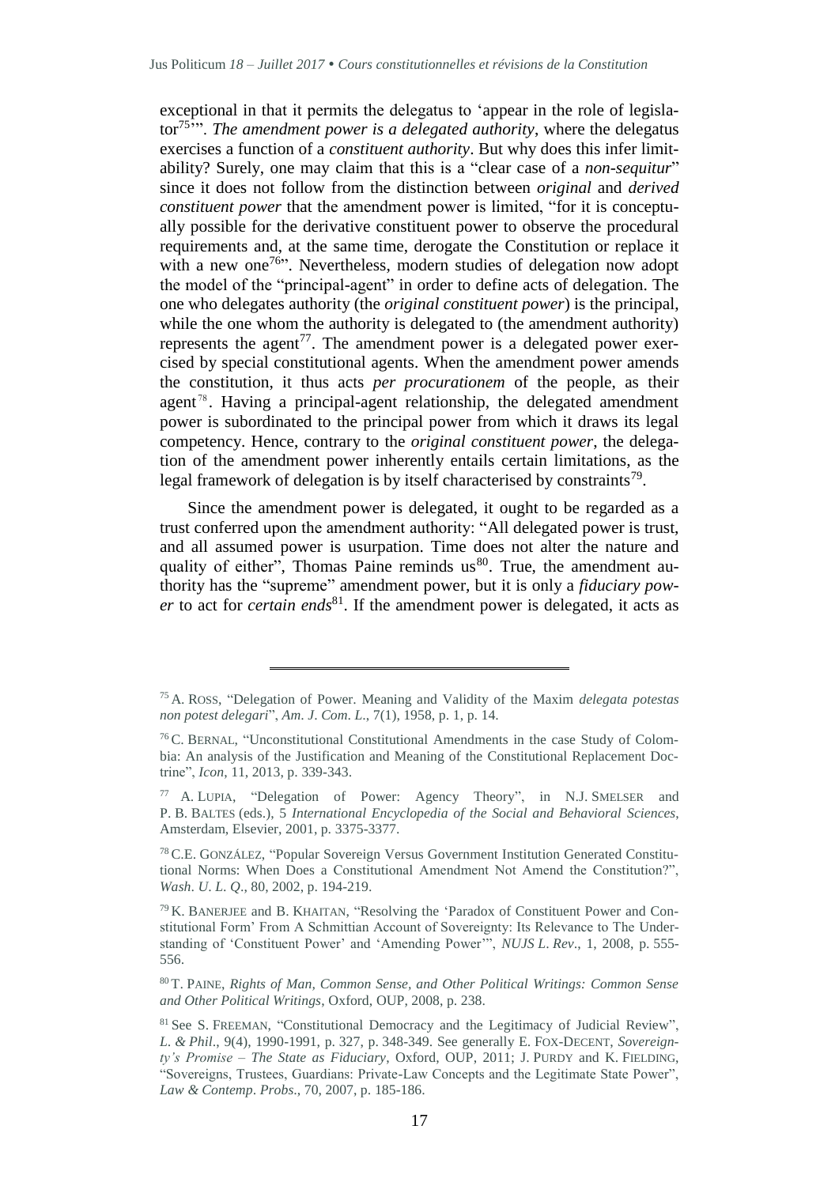exceptional in that it permits the delegatus to 'appear in the role of legislator[75]'". *The amendment power is a delegated authority*, where the delegatus exercises a function of a *constituent authority*. But why does this infer limitability? Surely, one may claim that this is a "clear case of a *non-sequitur*" since it does not follow from the distinction between *original* and *derived constituent power* that the amendment power is limited, "for it is conceptually possible for the derivative constituent power to observe the procedural requirements and, at the same time, derogate the Constitution or replace it with a new one[76]". Nevertheless, modern studies of delegation now adopt the model of the "principal-agent" in order to define acts of delegation. The one who delegates authority (the *original constituent power*) is the principal, while the one whom the authority is delegated to (the amendment authority) represents the agent[77]. The amendment power is a delegated power exercised by special constitutional agents. When the amendment power amends the constitution, it thus acts *per procurationem* of the people, as their agent[78]. Having a principal-agent relationship, the delegated amendment power is subordinated to the principal power from which it draws its legal competency. Hence, contrary to the *original constituent power*, the delegation of the amendment power inherently entails certain limitations, as the legal framework of delegation is by itself characterised by constraints[79].

Since the amendment power is delegated, it ought to be regarded as a trust conferred upon the amendment authority: "All delegated power is trust, and all assumed power is usurpation. Time does not alter the nature and quality of either", Thomas Paine reminds us[80]. True, the amendment authority has the "supreme" amendment power, but it is only a *fiduciary power* to act for *certain ends*[81]. If the amendment power is delegated, it acts as

---

[75] A. Ross, "Delegation of Power. Meaning and Validity of the Maxim *delegata potestas non potest delegari*", *Am. J. Com. L.*, 7(1), 1958, p. 1, p. 14.

[76] C. Bernal, "Unconstitutional Constitutional Amendments in the case Study of Colombia: An analysis of the Justification and Meaning of the Constitutional Replacement Doctrine", *Icon*, 11, 2013, p. 339-343.

[77] A. Lupia, "Delegation of Power: Agency Theory", in N.J. Smelser and P. B. Baltes (eds.), 5 *International Encyclopedia of the Social and Behavioral Sciences*, Amsterdam, Elsevier, 2001, p. 3375-3377.

[78] C.E. González, "Popular Sovereign Versus Government Institution Generated Constitutional Norms: When Does a Constitutional Amendment Not Amend the Constitution?", *Wash. U. L. Q.*, 80, 2002, p. 194-219.

[79] K. Banerjee and B. Khaitan, "Resolving the 'Paradox of Constituent Power and Constitutional Form' From A Schmittian Account of Sovereignty: Its Relevance to The Understanding of 'Constituent Power' and 'Amending Power'", *NUJS L. Rev.*, 1, 2008, p. 555-556.

[80] T. Paine, *Rights of Man, Common Sense, and Other Political Writings: Common Sense and Other Political Writings*, Oxford, OUP, 2008, p. 238.

[81] See S. Freeman, "Constitutional Democracy and the Legitimacy of Judicial Review", *L. & Phil.*, 9(4), 1990-1991, p. 327, p. 348-349. See generally E. Fox-Decent, *Sovereignty's Promise – The State as Fiduciary*, Oxford, OUP, 2011; J. Purdy and K. Fielding, "Sovereigns, Trustees, Guardians: Private-Law Concepts and the Legitimate State Power", *Law & Contemp. Probs.*, 70, 2007, p. 185-186.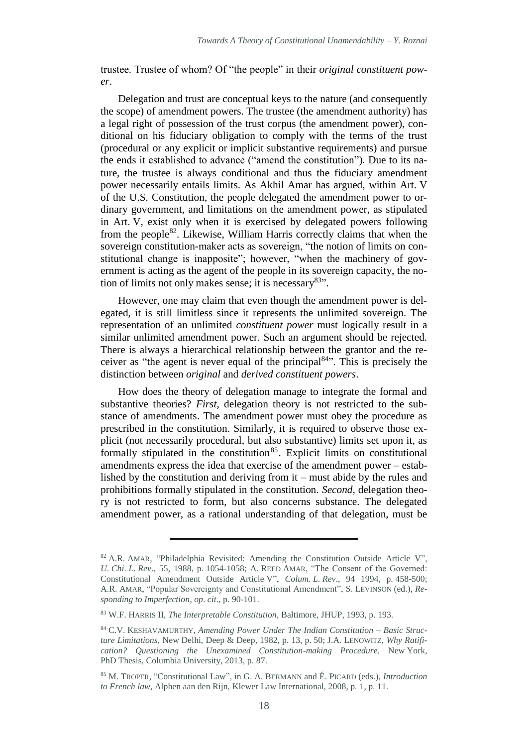trustee. Trustee of whom? Of "the people" in their *original constituent power*.

Delegation and trust are conceptual keys to the nature (and consequently the scope) of amendment powers. The trustee (the amendment authority) has a legal right of possession of the trust corpus (the amendment power), conditional on his fiduciary obligation to comply with the terms of the trust (procedural or any explicit or implicit substantive requirements) and pursue the ends it established to advance ("amend the constitution"). Due to its nature, the trustee is always conditional and thus the fiduciary amendment power necessarily entails limits. As Akhil Amar has argued, within Art. V of the U.S. Constitution, the people delegated the amendment power to ordinary government, and limitations on the amendment power, as stipulated in Art. V, exist only when it is exercised by delegated powers following from the people[82]. Likewise, William Harris correctly claims that when the sovereign constitution-maker acts as sovereign, "the notion of limits on constitutional change is inapposite"; however, "when the machinery of government is acting as the agent of the people in its sovereign capacity, the notion of limits not only makes sense; it is necessary[83]".

However, one may claim that even though the amendment power is delegated, it is still limitless since it represents the unlimited sovereign. The representation of an unlimited *constituent power* must logically result in a similar unlimited amendment power. Such an argument should be rejected. There is always a hierarchical relationship between the grantor and the receiver as "the agent is never equal of the principal[84]". This is precisely the distinction between *original* and *derived constituent powers*.

How does the theory of delegation manage to integrate the formal and substantive theories? *First*, delegation theory is not restricted to the substance of amendments. The amendment power must obey the procedure as prescribed in the constitution. Similarly, it is required to observe those explicit (not necessarily procedural, but also substantive) limits set upon it, as formally stipulated in the constitution[85]. Explicit limits on constitutional amendments express the idea that exercise of the amendment power – established by the constitution and deriving from it – must abide by the rules and prohibitions formally stipulated in the constitution. *Second*, delegation theory is not restricted to form, but also concerns substance. The delegated amendment power, as a rational understanding of that delegation, must be

---

[82] A.R. AMAR, "Philadelphia Revisited: Amending the Constitution Outside Article V", *U. Chi. L. Rev*., 55, 1988, p. 1054-1058; A. REED AMAR, "The Consent of the Governed: Constitutional Amendment Outside Article V", *Colum. L. Rev*., 94 1994, p. 458-500; A.R. AMAR, "Popular Sovereignty and Constitutional Amendment", S. LEVINSON (ed.), *Responding to Imperfection, op. cit*., p. 90-101.

[83] W.F. HARRIS II, *The Interpretable Constitution*, Baltimore, JHUP, 1993, p. 193.

[84] C.V. KESHAVAMURTHY, *Amending Power Under The Indian Constitution – Basic Structure Limitations*, New Delhi, Deep & Deep, 1982, p. 13, p. 50; J.A. LENOWITZ, *Why Ratification? Questioning the Unexamined Constitution-making Procedure*, New York, PhD Thesis, Columbia University, 2013, p. 87.

[85] M. TROPER, "Constitutional Law", in G. A. BERMANN and É. PICARD (eds.), *Introduction to French law*, Alphen aan den Rijn, Klewer Law International, 2008, p. 1, p. 11.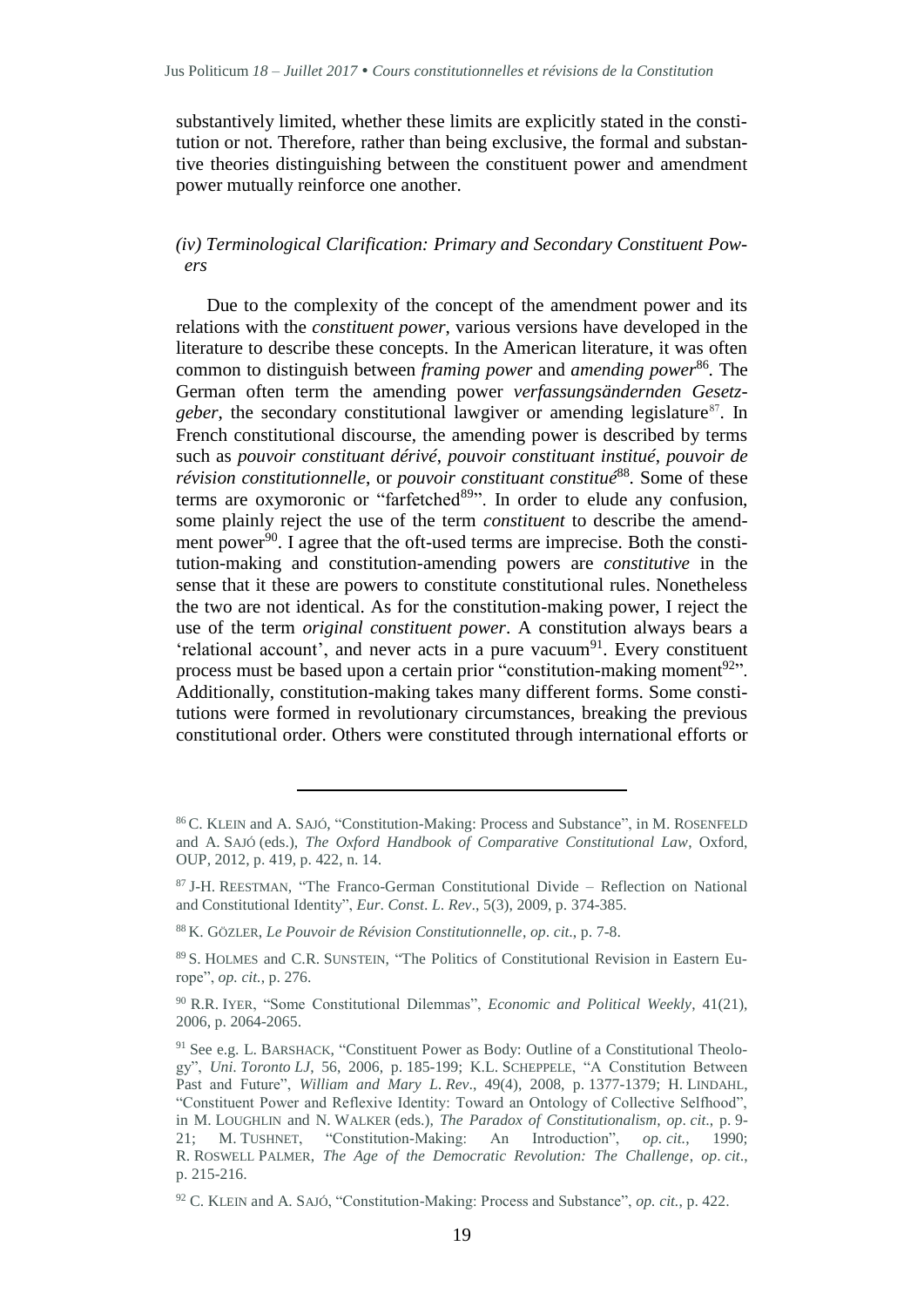substantively limited, whether these limits are explicitly stated in the constitution or not. Therefore, rather than being exclusive, the formal and substantive theories distinguishing between the constituent power and amendment power mutually reinforce one another.

### *(iv) Terminological Clarification: Primary and Secondary Constituent Powers*

Due to the complexity of the concept of the amendment power and its relations with the *constituent power*, various versions have developed in the literature to describe these concepts. In the American literature, it was often common to distinguish between *framing power* and *amending power*[86]. The German often term the amending power *verfassungsändernden Gesetzgeber*, the secondary constitutional lawgiver or amending legislature[87]. In French constitutional discourse, the amending power is described by terms such as *pouvoir constituant dérivé*, *pouvoir constituant institué*, *pouvoir de révision constitutionnelle*, or *pouvoir constituant constitué*[88]. Some of these terms are oxymoronic or "farfetched[89]". In order to elude any confusion, some plainly reject the use of the term *constituent* to describe the amendment power[90]. I agree that the oft-used terms are imprecise. Both the constitution-making and constitution-amending powers are *constitutive* in the sense that it these are powers to constitute constitutional rules. Nonetheless the two are not identical. As for the constitution-making power, I reject the use of the term *original constituent power*. A constitution always bears a 'relational account', and never acts in a pure vacuum[91]. Every constituent process must be based upon a certain prior "constitution-making moment[92]". Additionally, constitution-making takes many different forms. Some constitutions were formed in revolutionary circumstances, breaking the previous constitutional order. Others were constituted through international efforts or

---

[86] C. KLEIN and A. SAJÓ, "Constitution-Making: Process and Substance", in M. ROSENFELD and A. SAJÓ (eds.), *The Oxford Handbook of Comparative Constitutional Law*, Oxford, OUP, 2012, p. 419, p. 422, n. 14.

[87] J-H. REESTMAN, "The Franco-German Constitutional Divide – Reflection on National and Constitutional Identity", *Eur. Const. L. Rev*., 5(3), 2009, p. 374-385.

[88] K. GÖZLER, *Le Pouvoir de Révision Constitutionnelle*, *op. cit*., p. 7-8.

[89] S. HOLMES and C.R. SUNSTEIN, "The Politics of Constitutional Revision in Eastern Europe", *op. cit.*, p. 276.

[90] R.R. IYER, "Some Constitutional Dilemmas", *Economic and Political Weekly*, 41(21), 2006, p. 2064-2065.

[91] See e.g. L. BARSHACK, "Constituent Power as Body: Outline of a Constitutional Theology", *Uni. Toronto LJ*, 56, 2006, p. 185-199; K.L. SCHEPPELE, "A Constitution Between Past and Future", *William and Mary L. Rev*., 49(4), 2008, p. 1377-1379; H. LINDAHL, "Constituent Power and Reflexive Identity: Toward an Ontology of Collective Selfhood", in M. LOUGHLIN and N. WALKER (eds.), *The Paradox of Constitutionalism*, *op. cit.*, p. 9-21; M. TUSHNET, "Constitution-Making: An Introduction", *op. cit.*, 1990; R. ROSWELL PALMER, *The Age of the Democratic Revolution: The Challenge*, *op. cit*., p. 215-216.

[92] C. KLEIN and A. SAJÓ, "Constitution-Making: Process and Substance", *op. cit.*, p. 422.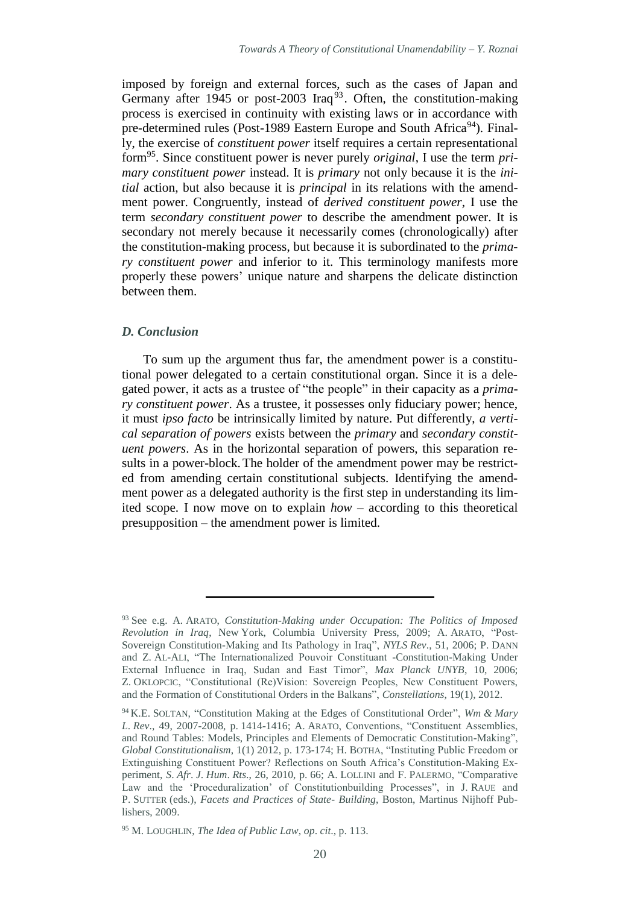imposed by foreign and external forces, such as the cases of Japan and Germany after 1945 or post-2003 Iraq[93]. Often, the constitution-making process is exercised in continuity with existing laws or in accordance with pre-determined rules (Post-1989 Eastern Europe and South Africa[94]). Finally, the exercise of *constituent power* itself requires a certain representational form[95]. Since constituent power is never purely *original*, I use the term *primary constituent power* instead. It is *primary* not only because it is the *initial* action, but also because it is *principal* in its relations with the amendment power. Congruently, instead of *derived constituent power*, I use the term *secondary constituent power* to describe the amendment power. It is secondary not merely because it necessarily comes (chronologically) after the constitution-making process, but because it is subordinated to the *primary constituent power* and inferior to it. This terminology manifests more properly these powers' unique nature and sharpens the delicate distinction between them.

### *D. Conclusion*

To sum up the argument thus far, the amendment power is a constitutional power delegated to a certain constitutional organ. Since it is a delegated power, it acts as a trustee of "the people" in their capacity as a *primary constituent power*. As a trustee, it possesses only fiduciary power; hence, it must *ipso facto* be intrinsically limited by nature. Put differently, *a vertical separation of powers* exists between the *primary* and *secondary constituent powers*. As in the horizontal separation of powers, this separation results in a power-block. The holder of the amendment power may be restricted from amending certain constitutional subjects. Identifying the amendment power as a delegated authority is the first step in understanding its limited scope. I now move on to explain *how* – according to this theoretical presupposition – the amendment power is limited.

---

[93] See e.g. A. ARATO, *Constitution-Making under Occupation: The Politics of Imposed Revolution in Iraq*, New York, Columbia University Press, 2009; A. ARATO, "Post-Sovereign Constitution-Making and Its Pathology in Iraq", *NYLS Rev*., 51, 2006; P. DANN and Z. AL-ALI, "The Internationalized Pouvoir Constituant -Constitution-Making Under External Influence in Iraq, Sudan and East Timor", *Max Planck UNYB*, 10, 2006; Z. OKLOPCIC, "Constitutional (Re)Vision: Sovereign Peoples, New Constituent Powers, and the Formation of Constitutional Orders in the Balkans", *Constellations*, 19(1), 2012.

[94] K.E. SOLTAN, "Constitution Making at the Edges of Constitutional Order", *Wm & Mary L. Rev*., 49, 2007-2008, p. 1414-1416; A. ARATO, Conventions, "Constituent Assemblies, and Round Tables: Models, Principles and Elements of Democratic Constitution-Making", *Global Constitutionalism*, 1(1) 2012, p. 173-174; H. BOTHA, "Instituting Public Freedom or Extinguishing Constituent Power? Reflections on South Africa's Constitution-Making Experiment, *S. Afr. J. Hum. Rts*., 26, 2010, p. 66; A. LOLLINI and F. PALERMO, "Comparative Law and the 'Proceduralization' of Constitutionbuilding Processes", in J. RAUE and P. SUTTER (eds.), *Facets and Practices of State- Building*, Boston, Martinus Nijhoff Publishers, 2009.

[95] M. LOUGHLIN, *The Idea of Public Law*, *op. cit.*, p. 113.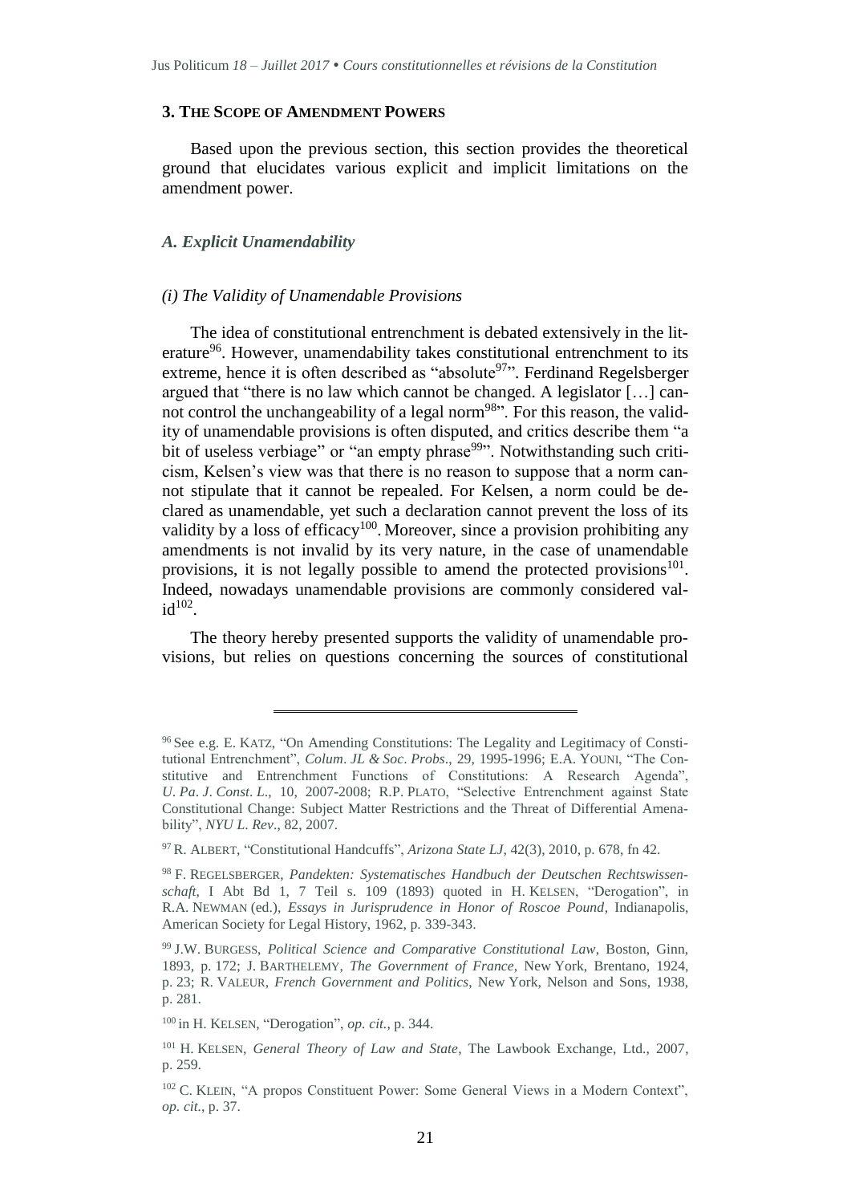### 3. The Scope of Amendment Powers

Based upon the previous section, this section provides the theoretical ground that elucidates various explicit and implicit limitations on the amendment power.

#### *A. Explicit Unamendability*

##### *(i) The Validity of Unamendable Provisions*

The idea of constitutional entrenchment is debated extensively in the literature[96]. However, unamendability takes constitutional entrenchment to its extreme, hence it is often described as "absolute[97]". Ferdinand Regelsberger argued that "there is no law which cannot be changed. A legislator […] cannot control the unchangeability of a legal norm[98]". For this reason, the validity of unamendable provisions is often disputed, and critics describe them "a bit of useless verbiage" or "an empty phrase[99]". Notwithstanding such criticism, Kelsen's view was that there is no reason to suppose that a norm cannot stipulate that it cannot be repealed. For Kelsen, a norm could be declared as unamendable, yet such a declaration cannot prevent the loss of its validity by a loss of efficacy[100]. Moreover, since a provision prohibiting any amendments is not invalid by its very nature, in the case of unamendable provisions, it is not legally possible to amend the protected provisions[101]. Indeed, nowadays unamendable provisions are commonly considered valid[102].

The theory hereby presented supports the validity of unamendable provisions, but relies on questions concerning the sources of constitutional

---

[96] See e.g. E. Katz, "On Amending Constitutions: The Legality and Legitimacy of Constitutional Entrenchment", *Colum. JL & Soc. Probs*., 29, 1995-1996; E.A. Youni, "The Constitutive and Entrenchment Functions of Constitutions: A Research Agenda", *U. Pa. J. Const. L*., 10, 2007-2008; R.P. Plato, "Selective Entrenchment against State Constitutional Change: Subject Matter Restrictions and the Threat of Differential Amenability", *NYU L. Rev*., 82, 2007.

[97] R. Albert, "Constitutional Handcuffs", *Arizona State LJ*, 42(3), 2010, p. 678, fn 42.

[98] F. Regelsberger, *Pandekten: Systematisches Handbuch der Deutschen Rechtswissenschaft*, I Abt Bd 1, 7 Teil s. 109 (1893) quoted in H. Kelsen, "Derogation", in R.A. Newman (ed.), *Essays in Jurisprudence in Honor of Roscoe Pound*, Indianapolis, American Society for Legal History, 1962, p. 339-343.

[99] J.W. Burgess, *Political Science and Comparative Constitutional Law*, Boston, Ginn, 1893, p. 172; J. Barthelemy, *The Government of France*, New York, Brentano, 1924, p. 23; R. Valeur, *French Government and Politics*, New York, Nelson and Sons, 1938, p. 281.

[100] in H. Kelsen, "Derogation", *op. cit.*, p. 344.

[101] H. Kelsen, *General Theory of Law and State*, The Lawbook Exchange, Ltd., 2007, p. 259.

[102] C. Klein, "A propos Constituent Power: Some General Views in a Modern Context", *op. cit.*, p. 37.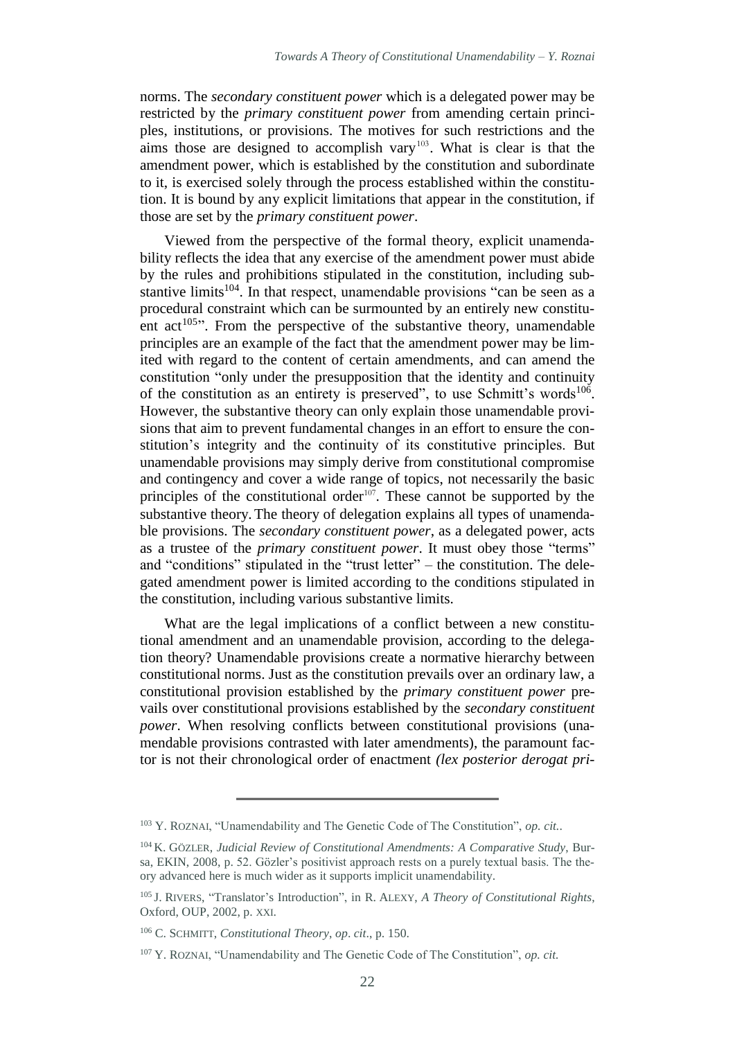norms. The *secondary constituent power* which is a delegated power may be restricted by the *primary constituent power* from amending certain principles, institutions, or provisions. The motives for such restrictions and the aims those are designed to accomplish vary[103]. What is clear is that the amendment power, which is established by the constitution and subordinate to it, is exercised solely through the process established within the constitution. It is bound by any explicit limitations that appear in the constitution, if those are set by the *primary constituent power*.

Viewed from the perspective of the formal theory, explicit unamendability reflects the idea that any exercise of the amendment power must abide by the rules and prohibitions stipulated in the constitution, including substantive limits[104]. In that respect, unamendable provisions "can be seen as a procedural constraint which can be surmounted by an entirely new constituent act[105]". From the perspective of the substantive theory, unamendable principles are an example of the fact that the amendment power may be limited with regard to the content of certain amendments, and can amend the constitution "only under the presupposition that the identity and continuity of the constitution as an entirety is preserved", to use Schmitt's words[106]. However, the substantive theory can only explain those unamendable provisions that aim to prevent fundamental changes in an effort to ensure the constitution's integrity and the continuity of its constitutive principles. But unamendable provisions may simply derive from constitutional compromise and contingency and cover a wide range of topics, not necessarily the basic principles of the constitutional order[107]. These cannot be supported by the substantive theory. The theory of delegation explains all types of unamendable provisions. The *secondary constituent power*, as a delegated power, acts as a trustee of the *primary constituent power*. It must obey those "terms" and "conditions" stipulated in the "trust letter" – the constitution. The delegated amendment power is limited according to the conditions stipulated in the constitution, including various substantive limits.

What are the legal implications of a conflict between a new constitutional amendment and an unamendable provision, according to the delegation theory? Unamendable provisions create a normative hierarchy between constitutional norms. Just as the constitution prevails over an ordinary law, a constitutional provision established by the *primary constituent power* prevails over constitutional provisions established by the *secondary constituent power*. When resolving conflicts between constitutional provisions (unamendable provisions contrasted with later amendments), the paramount factor is not their chronological order of enactment *(lex posterior derogat pri-*

---

[103] Y. ROZNAI, "Unamendability and The Genetic Code of The Constitution", *op. cit.*.

[104] K. GÖZLER, *Judicial Review of Constitutional Amendments: A Comparative Study*, Bursa, EKIN, 2008, p. 52. Gözler's positivist approach rests on a purely textual basis. The theory advanced here is much wider as it supports implicit unamendability.

[105] J. RIVERS, "Translator's Introduction", in R. ALEXY, *A Theory of Constitutional Rights*, Oxford, OUP, 2002, p. XXI.

[106] C. SCHMITT, *Constitutional Theory*, *op. cit*., p. 150.

[107] Y. ROZNAI, "Unamendability and The Genetic Code of The Constitution", *op. cit.*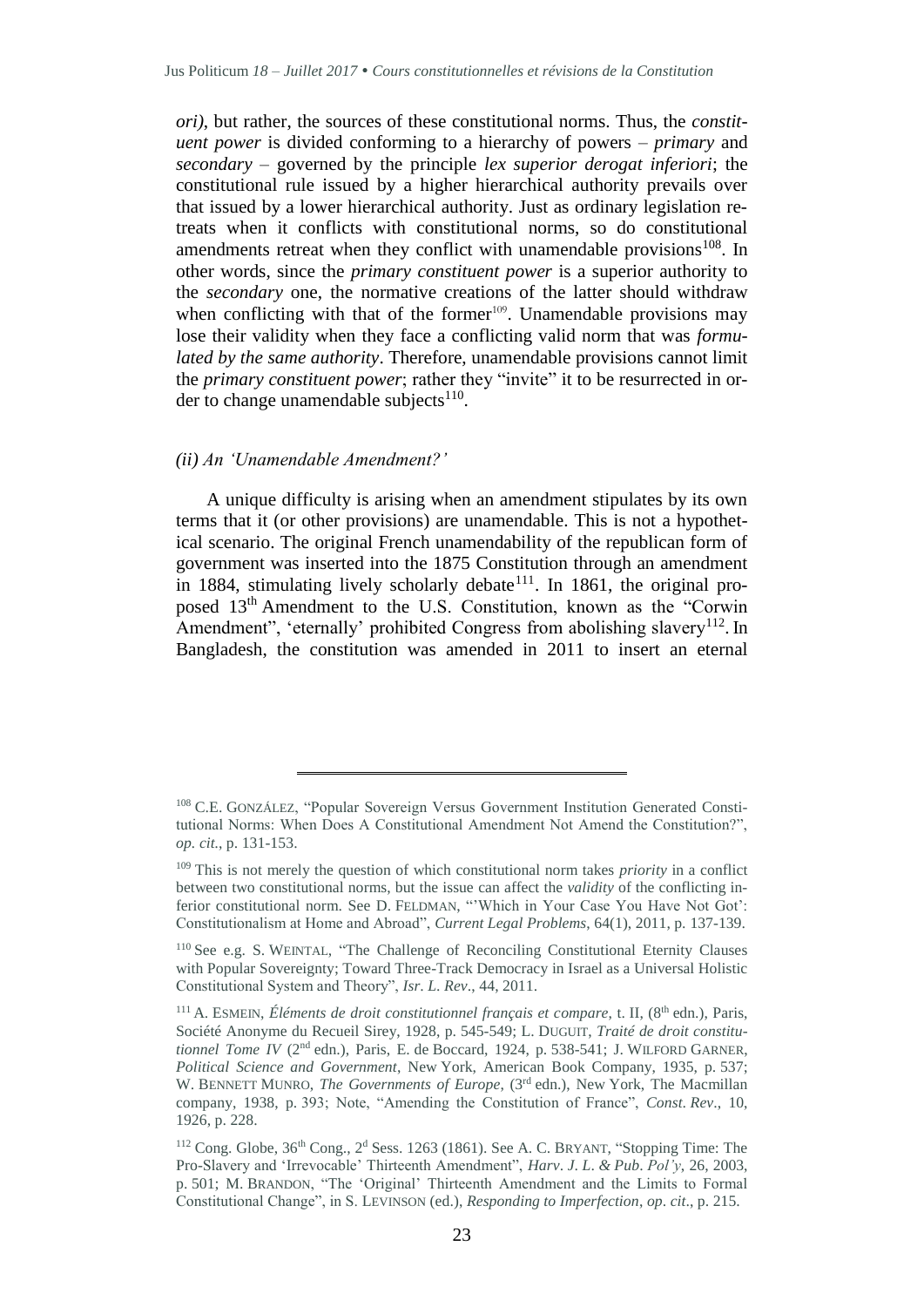*ori)*, but rather, the sources of these constitutional norms. Thus, the *constituent power* is divided conforming to a hierarchy of powers – *primary* and *secondary* – governed by the principle *lex superior derogat inferiori*; the constitutional rule issued by a higher hierarchical authority prevails over that issued by a lower hierarchical authority. Just as ordinary legislation retreats when it conflicts with constitutional norms, so do constitutional amendments retreat when they conflict with unamendable provisions[108]. In other words, since the *primary constituent power* is a superior authority to the *secondary* one, the normative creations of the latter should withdraw when conflicting with that of the former[109]. Unamendable provisions may lose their validity when they face a conflicting valid norm that was *formulated by the same authority*. Therefore, unamendable provisions cannot limit the *primary constituent power*; rather they "invite" it to be resurrected in order to change unamendable subjects[110].

### *(ii) An 'Unamendable Amendment?'*

A unique difficulty is arising when an amendment stipulates by its own terms that it (or other provisions) are unamendable. This is not a hypothetical scenario. The original French unamendability of the republican form of government was inserted into the 1875 Constitution through an amendment in 1884, stimulating lively scholarly debate[111]. In 1861, the original proposed 13th Amendment to the U.S. Constitution, known as the "Corwin Amendment", 'eternally' prohibited Congress from abolishing slavery[112]. In Bangladesh, the constitution was amended in 2011 to insert an eternal

---

[108] C.E. GONZÁLEZ, "Popular Sovereign Versus Government Institution Generated Constitutional Norms: When Does A Constitutional Amendment Not Amend the Constitution?", *op. cit.*, p. 131-153.

[109] This is not merely the question of which constitutional norm takes *priority* in a conflict between two constitutional norms, but the issue can affect the *validity* of the conflicting inferior constitutional norm. See D. FELDMAN, "'Which in Your Case You Have Not Got': Constitutionalism at Home and Abroad", *Current Legal Problems*, 64(1), 2011, p. 137-139.

[110] See e.g. S. WEINTAL, "The Challenge of Reconciling Constitutional Eternity Clauses with Popular Sovereignty; Toward Three-Track Democracy in Israel as a Universal Holistic Constitutional System and Theory", *Isr. L. Rev*., 44, 2011.

[111] A. ESMEIN, *Éléments de droit constitutionnel français et compare*, t. II, (8th edn.), Paris, Société Anonyme du Recueil Sirey, 1928, p. 545-549; L. DUGUIT, *Traité de droit constitutionnel Tome IV* (2nd edn.), Paris, E. de Boccard, 1924, p. 538-541; J. WILFORD GARNER, *Political Science and Government*, New York, American Book Company, 1935, p. 537; W. BENNETT MUNRO, *The Governments of Europe*, (3rd edn.), New York, The Macmillan company, 1938, p. 393; Note, "Amending the Constitution of France", *Const. Rev*., 10, 1926, p. 228.

[112] Cong. Globe, 36th Cong., 2d Sess. 1263 (1861). See A. C. BRYANT, "Stopping Time: The Pro-Slavery and 'Irrevocable' Thirteenth Amendment", *Harv. J. L. & Pub. Pol'y*, 26, 2003, p. 501; M. BRANDON, "The 'Original' Thirteenth Amendment and the Limits to Formal Constitutional Change", in S. LEVINSON (ed.), *Responding to Imperfection*, *op. cit*., p. 215.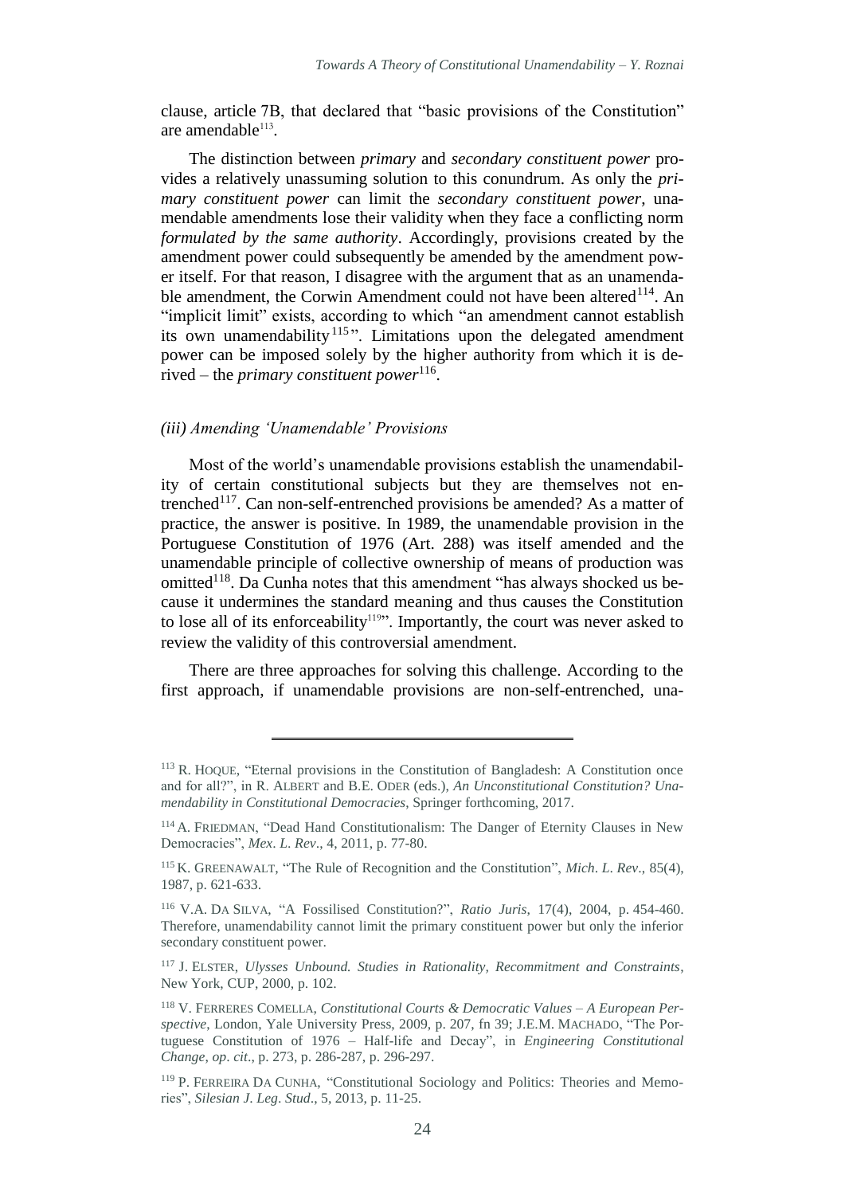clause, article 7B, that declared that "basic provisions of the Constitution" are amendable[113].

The distinction between *primary* and *secondary constituent power* provides a relatively unassuming solution to this conundrum. As only the *primary constituent power* can limit the *secondary constituent power*, unamendable amendments lose their validity when they face a conflicting norm *formulated by the same authority*. Accordingly, provisions created by the amendment power could subsequently be amended by the amendment power itself. For that reason, I disagree with the argument that as an unamendable amendment, the Corwin Amendment could not have been altered[114]. An "implicit limit" exists, according to which "an amendment cannot establish its own unamendability[115]". Limitations upon the delegated amendment power can be imposed solely by the higher authority from which it is derived – the *primary constituent power*[116].

### *(iii) Amending 'Unamendable' Provisions*

Most of the world's unamendable provisions establish the unamendability of certain constitutional subjects but they are themselves not entrenched[117]. Can non-self-entrenched provisions be amended? As a matter of practice, the answer is positive. In 1989, the unamendable provision in the Portuguese Constitution of 1976 (Art. 288) was itself amended and the unamendable principle of collective ownership of means of production was omitted[118]. Da Cunha notes that this amendment "has always shocked us because it undermines the standard meaning and thus causes the Constitution to lose all of its enforceability[119]". Importantly, the court was never asked to review the validity of this controversial amendment.

There are three approaches for solving this challenge. According to the first approach, if unamendable provisions are non-self-entrenched, una-

---

[113] R. HOQUE, "Eternal provisions in the Constitution of Bangladesh: A Constitution once and for all?", in R. ALBERT and B.E. ODER (eds.), *An Unconstitutional Constitution? Unamendability in Constitutional Democracies*, Springer forthcoming, 2017.

[114] A. FRIEDMAN, "Dead Hand Constitutionalism: The Danger of Eternity Clauses in New Democracies", *Mex. L. Rev*., 4, 2011, p. 77-80.

[115] K. GREENAWALT, "The Rule of Recognition and the Constitution", *Mich. L. Rev*., 85(4), 1987, p. 621-633.

[116] V.A. DA SILVA, "A Fossilised Constitution?", *Ratio Juris*, 17(4), 2004, p. 454-460. Therefore, unamendability cannot limit the primary constituent power but only the inferior secondary constituent power.

[117] J. ELSTER, *Ulysses Unbound. Studies in Rationality, Recommitment and Constraints*, New York, CUP, 2000, p. 102.

[118] V. FERRERES COMELLA, *Constitutional Courts & Democratic Values – A European Perspective*, London, Yale University Press, 2009, p. 207, fn 39; J.E.M. MACHADO, "The Portuguese Constitution of 1976 – Half-life and Decay", in *Engineering Constitutional Change*, *op. cit*., p. 273, p. 286-287, p. 296-297.

[119] P. FERREIRA DA CUNHA, "Constitutional Sociology and Politics: Theories and Memories", *Silesian J. Leg. Stud*., 5, 2013, p. 11-25.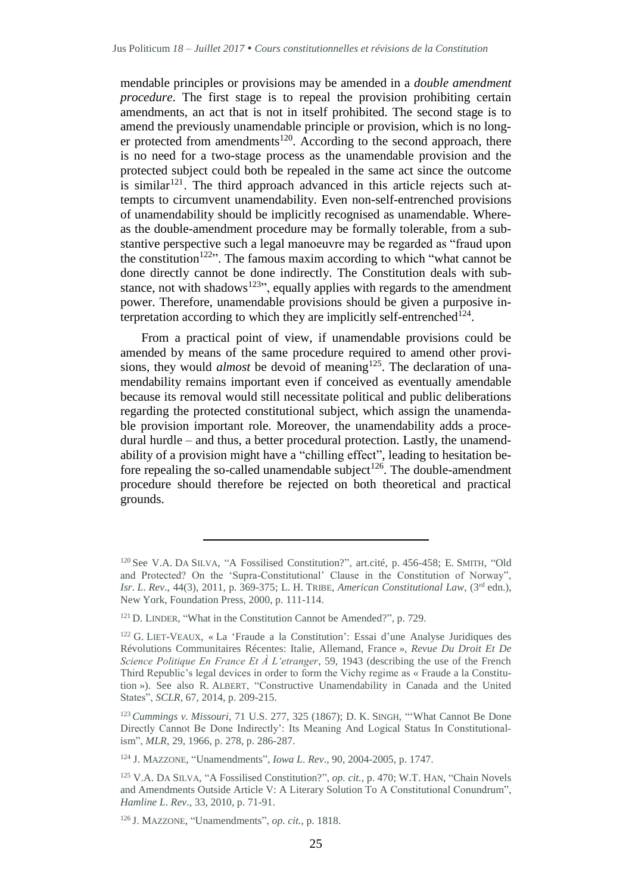mendable principles or provisions may be amended in a *double amendment procedure*. The first stage is to repeal the provision prohibiting certain amendments, an act that is not in itself prohibited. The second stage is to amend the previously unamendable principle or provision, which is no longer protected from amendments[120]. According to the second approach, there is no need for a two-stage process as the unamendable provision and the protected subject could both be repealed in the same act since the outcome is similar[121]. The third approach advanced in this article rejects such attempts to circumvent unamendability. Even non-self-entrenched provisions of unamendability should be implicitly recognised as unamendable. Whereas the double-amendment procedure may be formally tolerable, from a substantive perspective such a legal manoeuvre may be regarded as "fraud upon the constitution[122]". The famous maxim according to which "what cannot be done directly cannot be done indirectly. The Constitution deals with substance, not with shadows[123]", equally applies with regards to the amendment power. Therefore, unamendable provisions should be given a purposive interpretation according to which they are implicitly self-entrenched[124].

From a practical point of view, if unamendable provisions could be amended by means of the same procedure required to amend other provisions, they would *almost* be devoid of meaning[125]. The declaration of unamendability remains important even if conceived as eventually amendable because its removal would still necessitate political and public deliberations regarding the protected constitutional subject, which assign the unamendable provision important role. Moreover, the unamendability adds a procedural hurdle – and thus, a better procedural protection. Lastly, the unamendability of a provision might have a "chilling effect", leading to hesitation before repealing the so-called unamendable subject[126]. The double-amendment procedure should therefore be rejected on both theoretical and practical grounds.

---

[120] See V.A. DA SILVA, "A Fossilised Constitution?", art.cité, p. 456-458; E. SMITH, "Old and Protected? On the 'Supra-Constitutional' Clause in the Constitution of Norway", *Isr. L. Rev*., 44(3), 2011, p. 369-375; L. H. TRIBE, *American Constitutional Law*, (3rd edn.), New York, Foundation Press, 2000, p. 111-114.

[121] D. LINDER, "What in the Constitution Cannot be Amended?", p. 729.

[122] G. LIET-VEAUX, « La 'Fraude a la Constitution': Essai d'une Analyse Juridiques des Révolutions Communitaires Récentes: Italie, Allemand, France », *Revue Du Droit Et De Science Politique En France Et À L'etranger*, 59, 1943 (describing the use of the French Third Republic's legal devices in order to form the Vichy regime as « Fraude a la Constitution »). See also R. ALBERT, "Constructive Unamendability in Canada and the United States", *SCLR*, 67, 2014, p. 209-215.

[123] *Cummings v. Missouri*, 71 U.S. 277, 325 (1867); D. K. SINGH, "'What Cannot Be Done Directly Cannot Be Done Indirectly': Its Meaning And Logical Status In Constitutionalism", *MLR*, 29, 1966, p. 278, p. 286-287.

[124] J. MAZZONE, "Unamendments", *Iowa L. Rev*., 90, 2004-2005, p. 1747.

[125] V.A. DA SILVA, "A Fossilised Constitution?", *op. cit.*, p. 470; W.T. HAN, "Chain Novels and Amendments Outside Article V: A Literary Solution To A Constitutional Conundrum", *Hamline L. Rev*., 33, 2010, p. 71-91.

[126] J. MAZZONE, "Unamendments", *op. cit.*, p. 1818.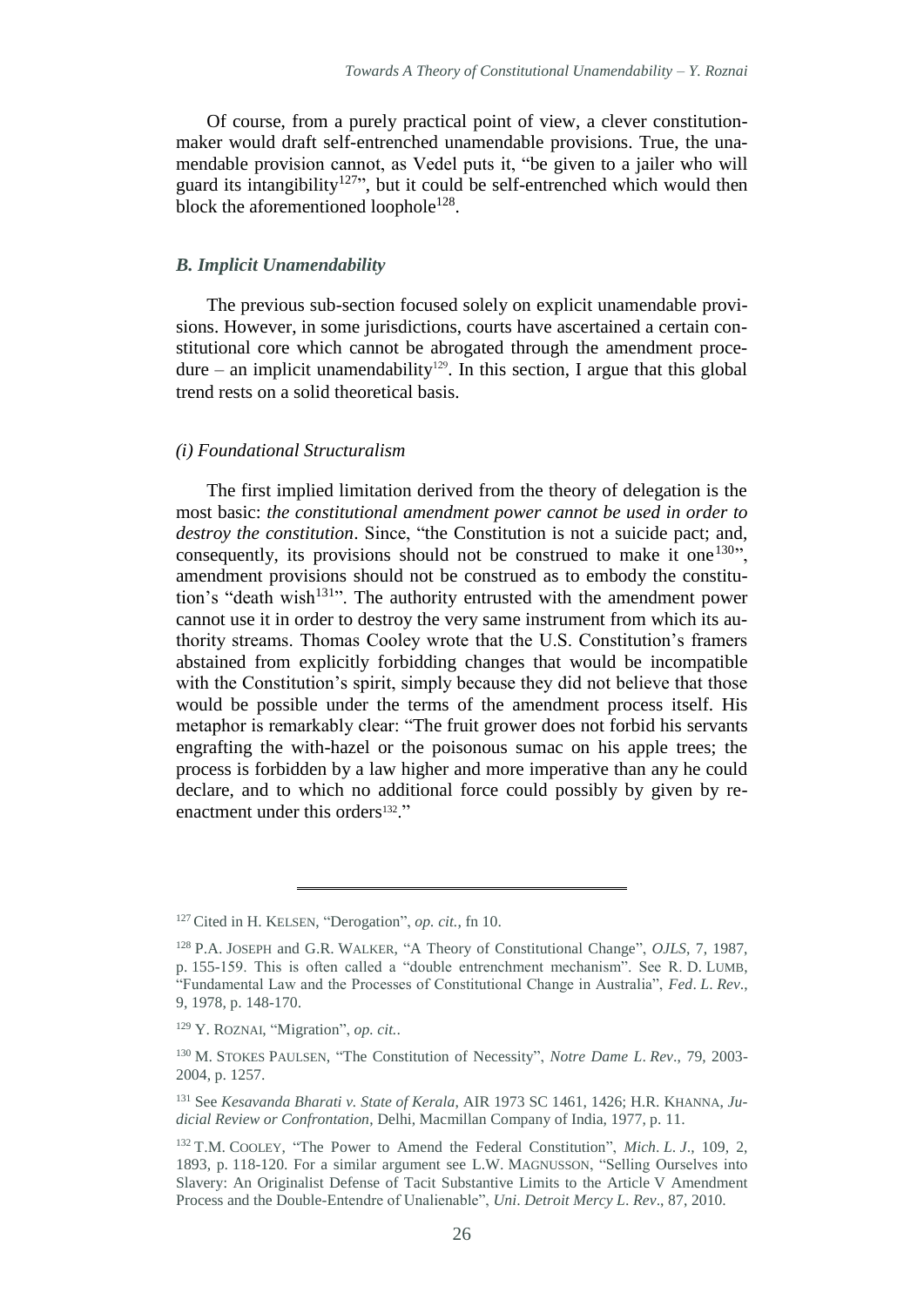Of course, from a purely practical point of view, a clever constitution-maker would draft self-entrenched unamendable provisions. True, the unamendable provision cannot, as Vedel puts it, "be given to a jailer who will guard its intangibility[127]", but it could be self-entrenched which would then block the aforementioned loophole[128].

### *B. Implicit Unamendability*

The previous sub-section focused solely on explicit unamendable provisions. However, in some jurisdictions, courts have ascertained a certain constitutional core which cannot be abrogated through the amendment procedure – an implicit unamendability[129]. In this section, I argue that this global trend rests on a solid theoretical basis.

#### *(i) Foundational Structuralism*

The first implied limitation derived from the theory of delegation is the most basic: *the constitutional amendment power cannot be used in order to destroy the constitution*. Since, "the Constitution is not a suicide pact; and, consequently, its provisions should not be construed to make it one[130]", amendment provisions should not be construed as to embody the constitution's "death wish[131]". The authority entrusted with the amendment power cannot use it in order to destroy the very same instrument from which its authority streams. Thomas Cooley wrote that the U.S. Constitution's framers abstained from explicitly forbidding changes that would be incompatible with the Constitution's spirit, simply because they did not believe that those would be possible under the terms of the amendment process itself. His metaphor is remarkably clear: "The fruit grower does not forbid his servants engrafting the with-hazel or the poisonous sumac on his apple trees; the process is forbidden by a law higher and more imperative than any he could declare, and to which no additional force could possibly by given by re-enactment under this orders[132]."

---

[127] Cited in H. KELSEN, "Derogation", *op. cit.*, fn 10.

[128] P.A. JOSEPH and G.R. WALKER, "A Theory of Constitutional Change", *OJLS*, 7, 1987, p. 155-159. This is often called a "double entrenchment mechanism". See R. D. LUMB, "Fundamental Law and the Processes of Constitutional Change in Australia", *Fed. L. Rev.*, 9, 1978, p. 148-170.

[129] Y. ROZNAI, "Migration", *op. cit.*.

[130] M. STOKES PAULSEN, "The Constitution of Necessity", *Notre Dame L. Rev.*, 79, 2003-2004, p. 1257.

[131] See *Kesavanda Bharati v. State of Kerala*, AIR 1973 SC 1461, 1426; H.R. KHANNA, *Judicial Review or Confrontation*, Delhi, Macmillan Company of India, 1977, p. 11.

[132] T.M. COOLEY, "The Power to Amend the Federal Constitution", *Mich. L. J.*, 109, 2, 1893, p. 118-120. For a similar argument see L.W. MAGNUSSON, "Selling Ourselves into Slavery: An Originalist Defense of Tacit Substantive Limits to the Article V Amendment Process and the Double-Entendre of Unalienable", *Uni. Detroit Mercy L. Rev.*, 87, 2010.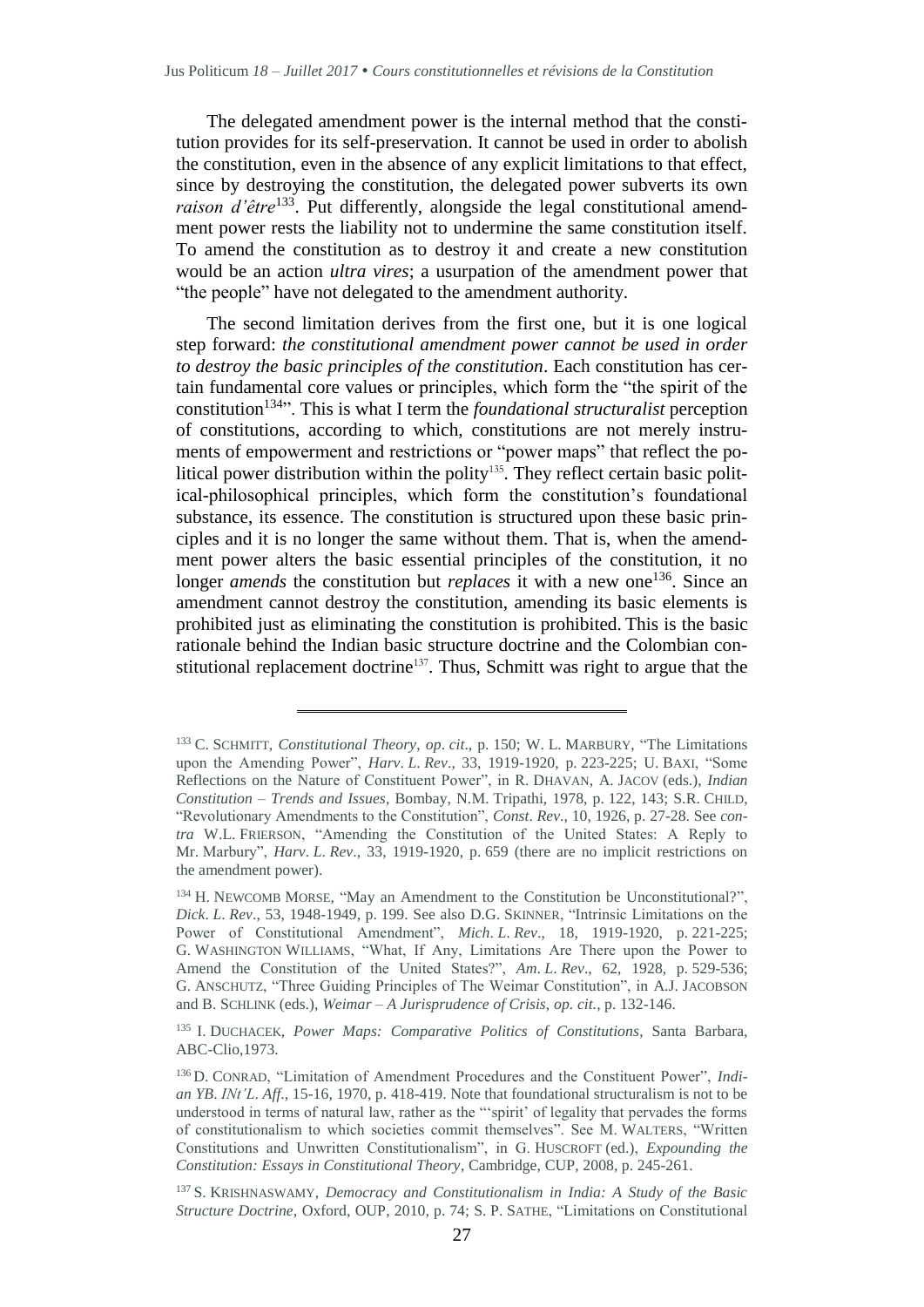The delegated amendment power is the internal method that the constitution provides for its self-preservation. It cannot be used in order to abolish the constitution, even in the absence of any explicit limitations to that effect, since by destroying the constitution, the delegated power subverts its own *raison d'être*[133]. Put differently, alongside the legal constitutional amendment power rests the liability not to undermine the same constitution itself. To amend the constitution as to destroy it and create a new constitution would be an action *ultra vires*; a usurpation of the amendment power that "the people" have not delegated to the amendment authority.

The second limitation derives from the first one, but it is one logical step forward: *the constitutional amendment power cannot be used in order to destroy the basic principles of the constitution*. Each constitution has certain fundamental core values or principles, which form the "the spirit of the constitution[134]". This is what I term the *foundational structuralist* perception of constitutions, according to which, constitutions are not merely instruments of empowerment and restrictions or "power maps" that reflect the political power distribution within the polity[135]. They reflect certain basic political-philosophical principles, which form the constitution's foundational substance, its essence. The constitution is structured upon these basic principles and it is no longer the same without them. That is, when the amendment power alters the basic essential principles of the constitution, it no longer *amends* the constitution but *replaces* it with a new one[136]. Since an amendment cannot destroy the constitution, amending its basic elements is prohibited just as eliminating the constitution is prohibited. This is the basic rationale behind the Indian basic structure doctrine and the Colombian constitutional replacement doctrine[137]. Thus, Schmitt was right to argue that the

---

[133] C. Schmitt, *Constitutional Theory*, *op. cit.*, p. 150; W. L. Marbury, "The Limitations upon the Amending Power", *Harv. L. Rev.*, 33, 1919-1920, p. 223-225; U. Baxi, "Some Reflections on the Nature of Constituent Power", in R. Dhavan, A. Jacov (eds.), *Indian Constitution – Trends and Issues*, Bombay, N.M. Tripathi, 1978, p. 122, 143; S.R. Child, "Revolutionary Amendments to the Constitution", *Const. Rev.*, 10, 1926, p. 27-28. See *contra* W.L. Frierson, "Amending the Constitution of the United States: A Reply to Mr. Marbury", *Harv. L. Rev.*, 33, 1919-1920, p. 659 (there are no implicit restrictions on the amendment power).

[134] H. Newcomb Morse, "May an Amendment to the Constitution be Unconstitutional?", *Dick. L. Rev.*, 53, 1948-1949, p. 199. See also D.G. Skinner, "Intrinsic Limitations on the Power of Constitutional Amendment", *Mich. L. Rev.*, 18, 1919-1920, p. 221-225; G. Washington Williams, "What, If Any, Limitations Are There upon the Power to Amend the Constitution of the United States?", *Am. L. Rev.*, 62, 1928, p. 529-536; G. Anschutz, "Three Guiding Principles of The Weimar Constitution", in A.J. Jacobson and B. Schlink (eds.), *Weimar – A Jurisprudence of Crisis*, *op. cit.*, p. 132-146.

[135] I. Duchacek, *Power Maps: Comparative Politics of Constitutions*, Santa Barbara, ABC-Clio,1973.

[136] D. Conrad, "Limitation of Amendment Procedures and the Constituent Power", *Indian YB. INt'L. Aff.*, 15-16, 1970, p. 418-419. Note that foundational structuralism is not to be understood in terms of natural law, rather as the "'spirit' of legality that pervades the forms of constitutionalism to which societies commit themselves". See M. Walters, "Written Constitutions and Unwritten Constitutionalism", in G. Huscroft (ed.), *Expounding the Constitution: Essays in Constitutional Theory*, Cambridge, CUP, 2008, p. 245-261.

[137] S. Krishnaswamy, *Democracy and Constitutionalism in India: A Study of the Basic Structure Doctrine*, Oxford, OUP, 2010, p. 74; S. P. Sathe, "Limitations on Constitutional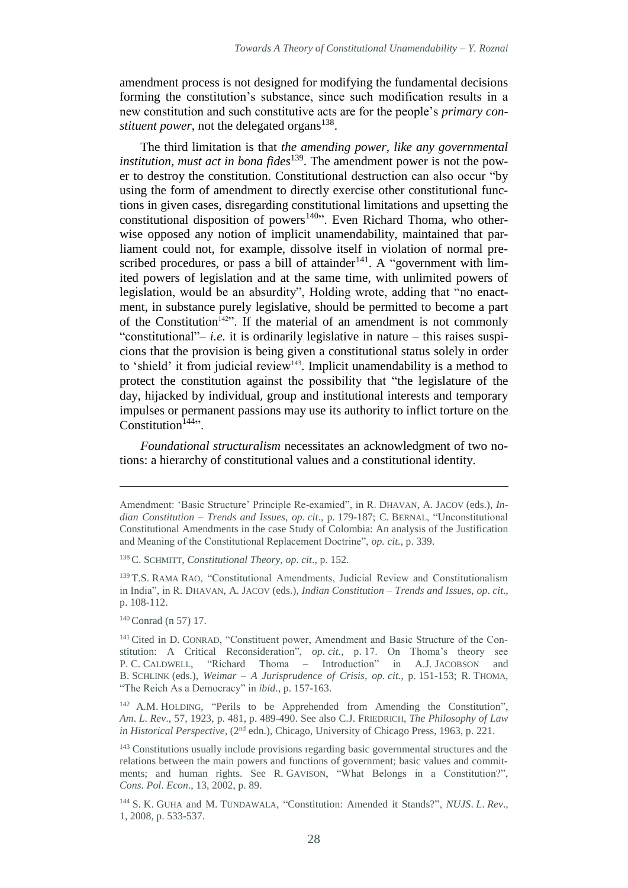amendment process is not designed for modifying the fundamental decisions forming the constitution's substance, since such modification results in a new constitution and such constitutive acts are for the people's *primary constituent power*, not the delegated organs[138].

The third limitation is that *the amending power, like any governmental institution, must act in bona fides*[139]. The amendment power is not the power to destroy the constitution. Constitutional destruction can also occur "by using the form of amendment to directly exercise other constitutional functions in given cases, disregarding constitutional limitations and upsetting the constitutional disposition of powers[140]". Even Richard Thoma, who otherwise opposed any notion of implicit unamendability, maintained that parliament could not, for example, dissolve itself in violation of normal prescribed procedures, or pass a bill of attainder[141]. A "government with limited powers of legislation and at the same time, with unlimited powers of legislation, would be an absurdity", Holding wrote, adding that "no enactment, in substance purely legislative, should be permitted to become a part of the Constitution[142]". If the material of an amendment is not commonly "constitutional"– *i.e.* it is ordinarily legislative in nature – this raises suspicions that the provision is being given a constitutional status solely in order to 'shield' it from judicial review[143]. Implicit unamendability is a method to protect the constitution against the possibility that "the legislature of the day, hijacked by individual, group and institutional interests and temporary impulses or permanent passions may use its authority to inflict torture on the Constitution[144]".

*Foundational structuralism* necessitates an acknowledgment of two notions: a hierarchy of constitutional values and a constitutional identity.

---

Amendment: 'Basic Structure' Principle Re-examied", in R. DHAVAN, A. JACOV (eds.), *Indian Constitution – Trends and Issues*, *op*. *cit*., p. 179-187; C. BERNAL, "Unconstitutional Constitutional Amendments in the case Study of Colombia: An analysis of the Justification and Meaning of the Constitutional Replacement Doctrine", *op. cit.*, p. 339.

[138] C. SCHMITT, *Constitutional Theory*, *op*. *cit*., p. 152.

[139] T.S. RAMA RAO, "Constitutional Amendments, Judicial Review and Constitutionalism in India", in R. DHAVAN, A. JACOV (eds.), *Indian Constitution – Trends and Issues*, *op*. *cit*., p. 108-112.

[140] Conrad (n 57) 17.

[141] Cited in D. CONRAD, "Constituent power, Amendment and Basic Structure of the Constitution: A Critical Reconsideration", *op. cit.*, p. 17. On Thoma's theory see P. C. CALDWELL, "Richard Thoma – Introduction" in A.J. JACOBSON and B. SCHLINK (eds.), *Weimar – A Jurisprudence of Crisis*, *op. cit.*, p. 151-153; R. THOMA, "The Reich As a Democracy" in *ibid*., p. 157-163.

[142] A.M. HOLDING, "Perils to be Apprehended from Amending the Constitution", *Am*. *L*. *Rev*., 57, 1923, p. 481, p. 489-490. See also C.J. FRIEDRICH, *The Philosophy of Law in Historical Perspective*, (2nd edn.), Chicago, University of Chicago Press, 1963, p. 221.

[143] Constitutions usually include provisions regarding basic governmental structures and the relations between the main powers and functions of government; basic values and commitments; and human rights. See R. GAVISON, "What Belongs in a Constitution?", *Cons*. *Pol*. *Econ*., 13, 2002, p. 89.

[144] S. K. GUHA and M. TUNDAWALA, "Constitution: Amended it Stands?", *NUJS*. *L*. *Rev*., 1, 2008, p. 533-537.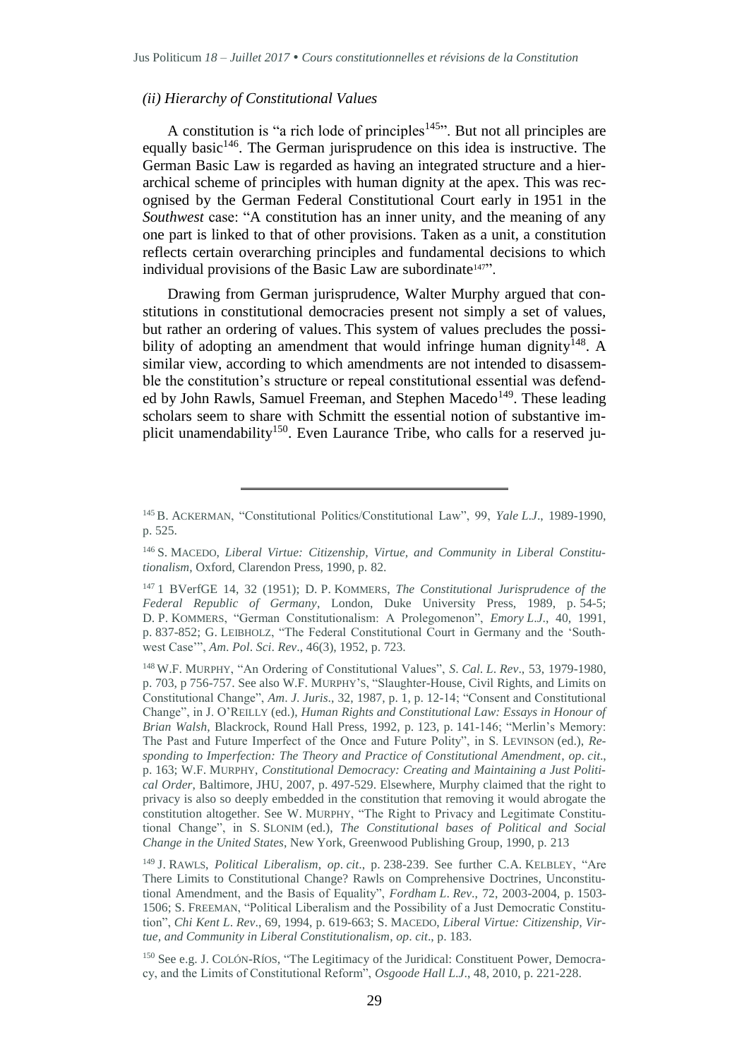### *(ii) Hierarchy of Constitutional Values*

A constitution is "a rich lode of principles[145]". But not all principles are equally basic[146]. The German jurisprudence on this idea is instructive. The German Basic Law is regarded as having an integrated structure and a hierarchical scheme of principles with human dignity at the apex. This was recognised by the German Federal Constitutional Court early in 1951 in the *Southwest* case: "A constitution has an inner unity, and the meaning of any one part is linked to that of other provisions. Taken as a unit, a constitution reflects certain overarching principles and fundamental decisions to which individual provisions of the Basic Law are subordinate[147]".

Drawing from German jurisprudence, Walter Murphy argued that constitutions in constitutional democracies present not simply a set of values, but rather an ordering of values. This system of values precludes the possibility of adopting an amendment that would infringe human dignity[148]. A similar view, according to which amendments are not intended to disassemble the constitution's structure or repeal constitutional essential was defended by John Rawls, Samuel Freeman, and Stephen Macedo[149]. These leading scholars seem to share with Schmitt the essential notion of substantive implicit unamendability[150]. Even Laurance Tribe, who calls for a reserved ju-

---

[145] B. ACKERMAN, "Constitutional Politics/Constitutional Law", 99, *Yale L.J.*, 1989-1990, p. 525.

[146] S. MACEDO, *Liberal Virtue: Citizenship, Virtue, and Community in Liberal Constitutionalism*, Oxford, Clarendon Press, 1990, p. 82.

[147] 1 BVerfGE 14, 32 (1951); D. P. KOMMERS, *The Constitutional Jurisprudence of the Federal Republic of Germany*, London, Duke University Press, 1989, p. 54-5; D. P. KOMMERS, "German Constitutionalism: A Prolegomenon", *Emory L.J.*, 40, 1991, p. 837-852; G. LEIBHOLZ, "The Federal Constitutional Court in Germany and the 'Southwest Case'", *Am. Pol. Sci. Rev.*, 46(3), 1952, p. 723.

[148] W.F. MURPHY, "An Ordering of Constitutional Values", *S. Cal. L. Rev.*, 53, 1979-1980, p. 703, p 756-757. See also W.F. MURPHY'S, "Slaughter-House, Civil Rights, and Limits on Constitutional Change", *Am. J. Juris.*, 32, 1987, p. 1, p. 12-14; "Consent and Constitutional Change", in J. O'REILLY (ed.), *Human Rights and Constitutional Law: Essays in Honour of Brian Walsh*, Blackrock, Round Hall Press, 1992, p. 123, p. 141-146; "Merlin's Memory: The Past and Future Imperfect of the Once and Future Polity", in S. LEVINSON (ed.), *Responding to Imperfection: The Theory and Practice of Constitutional Amendment*, *op. cit.*, p. 163; W.F. MURPHY, *Constitutional Democracy: Creating and Maintaining a Just Political Order*, Baltimore, JHU, 2007, p. 497-529. Elsewhere, Murphy claimed that the right to privacy is also so deeply embedded in the constitution that removing it would abrogate the constitution altogether. See W. MURPHY, "The Right to Privacy and Legitimate Constitutional Change", in S. SLONIM (ed.), *The Constitutional bases of Political and Social Change in the United States*, New York, Greenwood Publishing Group, 1990, p. 213

[149] J. RAWLS, *Political Liberalism*, *op. cit.*, p. 238-239. See further C.A. KELBLEY, "Are There Limits to Constitutional Change? Rawls on Comprehensive Doctrines, Unconstitutional Amendment, and the Basis of Equality", *Fordham L. Rev.*, 72, 2003-2004, p. 1503-1506; S. FREEMAN, "Political Liberalism and the Possibility of a Just Democratic Constitution", *Chi Kent L. Rev.*, 69, 1994, p. 619-663; S. MACEDO, *Liberal Virtue: Citizenship, Virtue, and Community in Liberal Constitutionalism*, *op. cit.*, p. 183.

[150] See e.g. J. COLÓN-RÍOS, "The Legitimacy of the Juridical: Constituent Power, Democracy, and the Limits of Constitutional Reform", *Osgoode Hall L.J.*, 48, 2010, p. 221-228.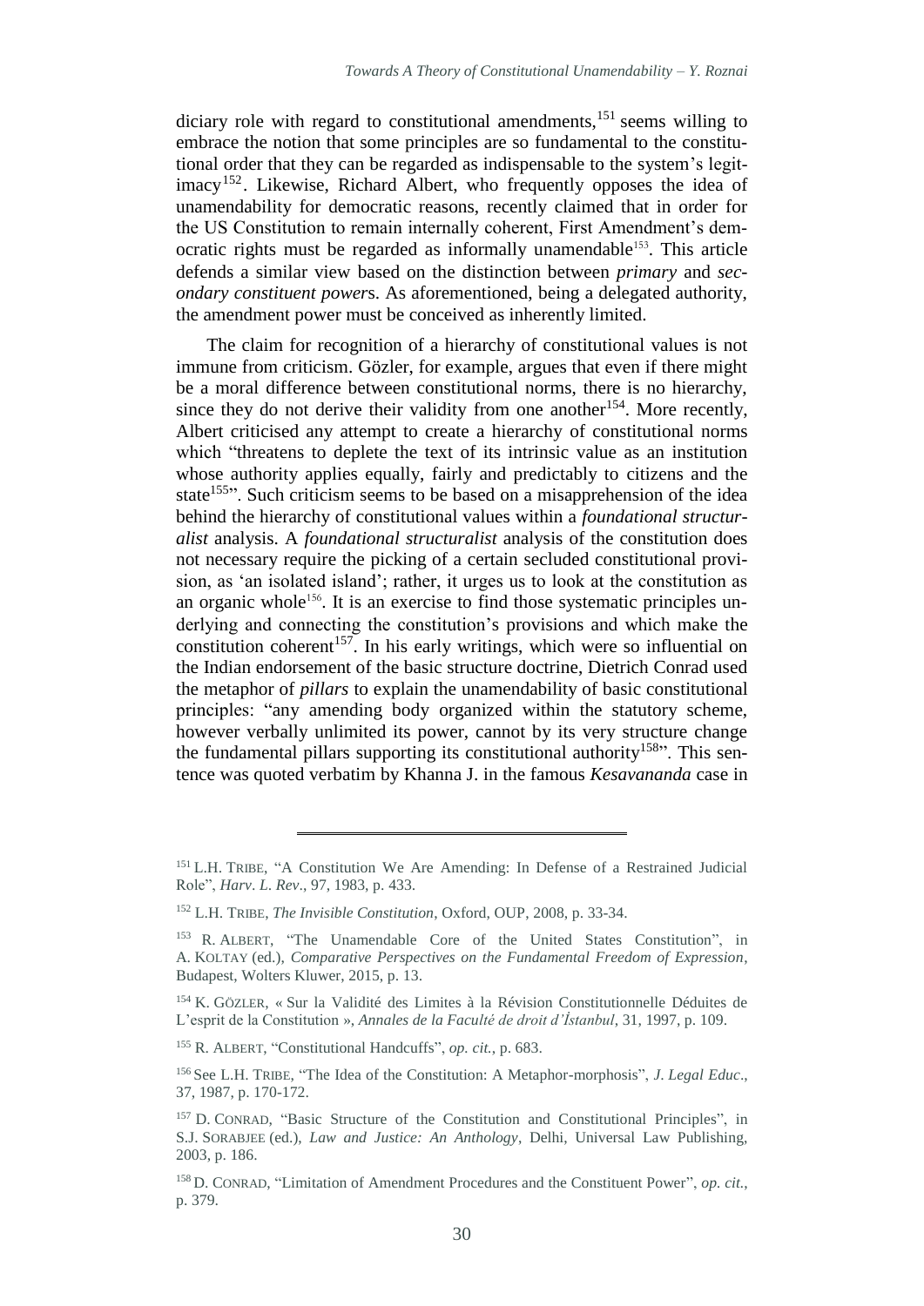diciary role with regard to constitutional amendments,[151] seems willing to embrace the notion that some principles are so fundamental to the constitutional order that they can be regarded as indispensable to the system's legitimacy[152]. Likewise, Richard Albert, who frequently opposes the idea of unamendability for democratic reasons, recently claimed that in order for the US Constitution to remain internally coherent, First Amendment's democratic rights must be regarded as informally unamendable[153]. This article defends a similar view based on the distinction between *primary* and *secondary constituent power*s. As aforementioned, being a delegated authority, the amendment power must be conceived as inherently limited.

The claim for recognition of a hierarchy of constitutional values is not immune from criticism. Gözler, for example, argues that even if there might be a moral difference between constitutional norms, there is no hierarchy, since they do not derive their validity from one another[154]. More recently, Albert criticised any attempt to create a hierarchy of constitutional norms which "threatens to deplete the text of its intrinsic value as an institution whose authority applies equally, fairly and predictably to citizens and the state[155]". Such criticism seems to be based on a misapprehension of the idea behind the hierarchy of constitutional values within a *foundational structuralist* analysis. A *foundational structuralist* analysis of the constitution does not necessary require the picking of a certain secluded constitutional provision, as 'an isolated island'; rather, it urges us to look at the constitution as an organic whole[156]. It is an exercise to find those systematic principles underlying and connecting the constitution's provisions and which make the constitution coherent[157]. In his early writings, which were so influential on the Indian endorsement of the basic structure doctrine, Dietrich Conrad used the metaphor of *pillars* to explain the unamendability of basic constitutional principles: "any amending body organized within the statutory scheme, however verbally unlimited its power, cannot by its very structure change the fundamental pillars supporting its constitutional authority[158]". This sentence was quoted verbatim by Khanna J. in the famous *Kesavananda* case in

---

[151] L.H. Tribe, "A Constitution We Are Amending: In Defense of a Restrained Judicial Role", *Harv. L. Rev.*, 97, 1983, p. 433.

[152] L.H. Tribe, *The Invisible Constitution*, Oxford, OUP, 2008, p. 33-34.

[153] R. Albert, "The Unamendable Core of the United States Constitution", in A. Koltay (ed.), *Comparative Perspectives on the Fundamental Freedom of Expression*, Budapest, Wolters Kluwer, 2015, p. 13.

[154] K. Gözler, « Sur la Validité des Limites à la Révision Constitutionnelle Déduites de L'esprit de la Constitution », *Annales de la Faculté de droit d'İstanbul*, 31, 1997, p. 109.

[155] R. Albert, "Constitutional Handcuffs", *op. cit.*, p. 683.

[156] See L.H. Tribe, "The Idea of the Constitution: A Metaphor-morphosis", *J. Legal Educ.*, 37, 1987, p. 170-172.

[157] D. Conrad, "Basic Structure of the Constitution and Constitutional Principles", in S.J. Sorabjee (ed.), *Law and Justice: An Anthology*, Delhi, Universal Law Publishing, 2003, p. 186.

[158] D. Conrad, "Limitation of Amendment Procedures and the Constituent Power", *op. cit.*, p. 379.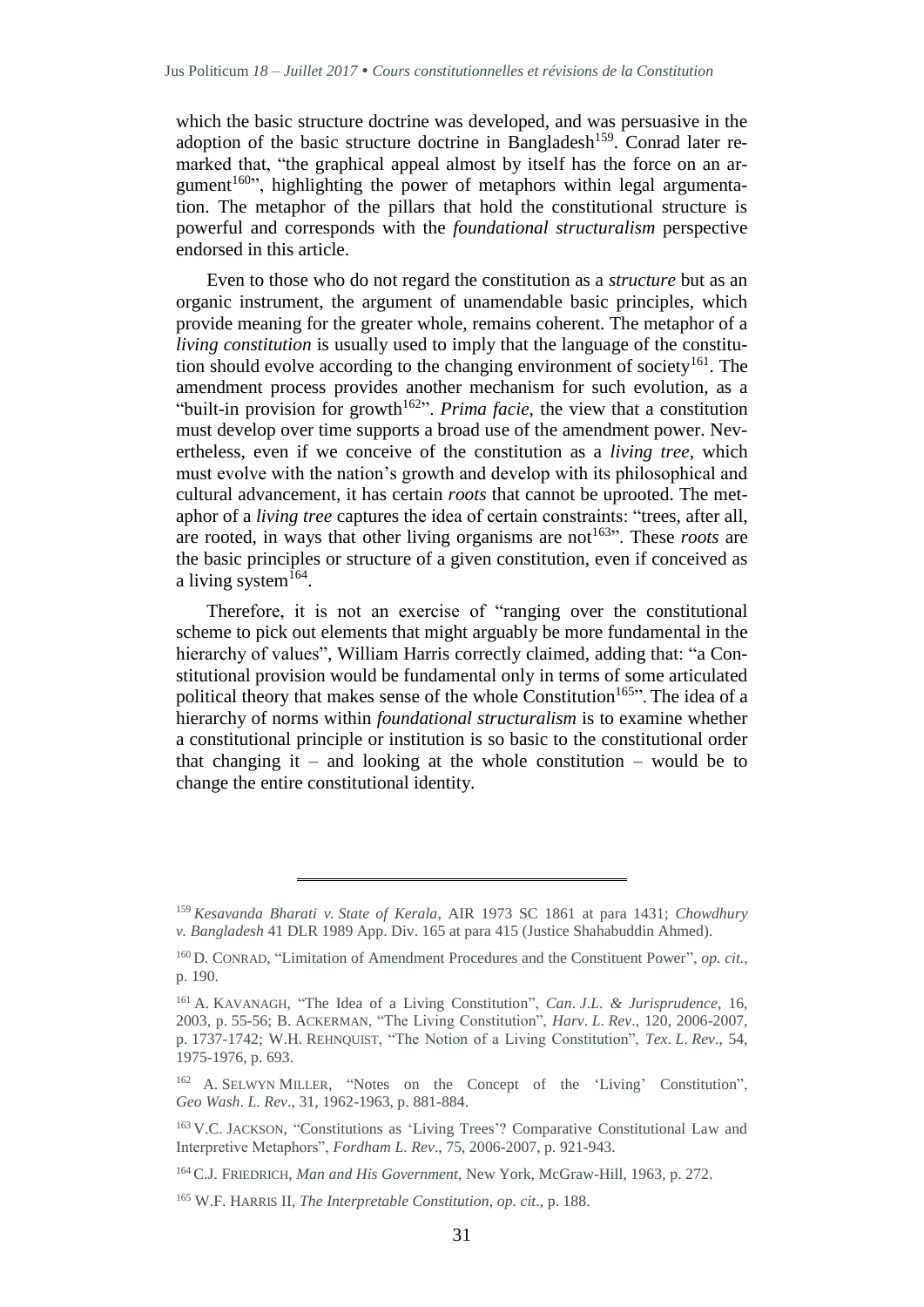which the basic structure doctrine was developed, and was persuasive in the adoption of the basic structure doctrine in Bangladesh[159]. Conrad later remarked that, "the graphical appeal almost by itself has the force on an argument[160]", highlighting the power of metaphors within legal argumentation. The metaphor of the pillars that hold the constitutional structure is powerful and corresponds with the *foundational structuralism* perspective endorsed in this article.

Even to those who do not regard the constitution as a *structure* but as an organic instrument, the argument of unamendable basic principles, which provide meaning for the greater whole, remains coherent. The metaphor of a *living constitution* is usually used to imply that the language of the constitution should evolve according to the changing environment of society[161]. The amendment process provides another mechanism for such evolution, as a "built-in provision for growth[162]". *Prima facie*, the view that a constitution must develop over time supports a broad use of the amendment power. Nevertheless, even if we conceive of the constitution as a *living tree*, which must evolve with the nation's growth and develop with its philosophical and cultural advancement, it has certain *roots* that cannot be uprooted. The metaphor of a *living tree* captures the idea of certain constraints: "trees, after all, are rooted, in ways that other living organisms are not[163]". These *roots* are the basic principles or structure of a given constitution, even if conceived as a living system[164].

Therefore, it is not an exercise of "ranging over the constitutional scheme to pick out elements that might arguably be more fundamental in the hierarchy of values", William Harris correctly claimed, adding that: "a Constitutional provision would be fundamental only in terms of some articulated political theory that makes sense of the whole Constitution[165]". The idea of a hierarchy of norms within *foundational structuralism* is to examine whether a constitutional principle or institution is so basic to the constitutional order that changing it – and looking at the whole constitution – would be to change the entire constitutional identity.

---

[159] *Kesavanda Bharati v. State of Kerala*, AIR 1973 SC 1861 at para 1431; *Chowdhury v. Bangladesh* 41 DLR 1989 App. Div. 165 at para 415 (Justice Shahabuddin Ahmed).

[160] D. CONRAD, "Limitation of Amendment Procedures and the Constituent Power", *op. cit.*, p. 190.

[161] A. KAVANAGH, "The Idea of a Living Constitution", *Can. J.L. & Jurisprudence*, 16, 2003, p. 55-56; B. ACKERMAN, "The Living Constitution", *Harv. L. Rev.*, 120, 2006-2007, p. 1737-1742; W.H. REHNQUIST, "The Notion of a Living Constitution", *Tex. L. Rev.*, 54, 1975-1976, p. 693.

[162] A. SELWYN MILLER, "Notes on the Concept of the 'Living' Constitution", *Geo Wash. L. Rev.*, 31, 1962-1963, p. 881-884.

[163] V.C. JACKSON, "Constitutions as 'Living Trees'? Comparative Constitutional Law and Interpretive Metaphors", *Fordham L. Rev.*, 75, 2006-2007, p. 921-943.

[164] C.J. FRIEDRICH, *Man and His Government*, New York, McGraw-Hill, 1963, p. 272.

[165] W.F. HARRIS II, *The Interpretable Constitution*, *op. cit.*, p. 188.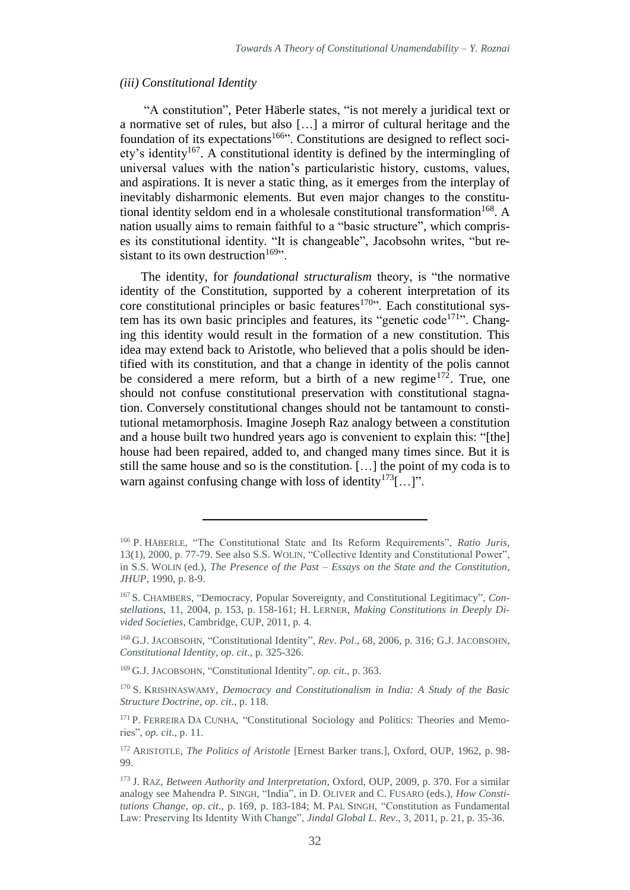### *(iii) Constitutional Identity*

"A constitution", Peter Häberle states, "is not merely a juridical text or a normative set of rules, but also […] a mirror of cultural heritage and the foundation of its expectations[166]". Constitutions are designed to reflect society's identity[167]. A constitutional identity is defined by the intermingling of universal values with the nation's particularistic history, customs, values, and aspirations. It is never a static thing, as it emerges from the interplay of inevitably disharmonic elements. But even major changes to the constitutional identity seldom end in a wholesale constitutional transformation[168]. A nation usually aims to remain faithful to a "basic structure", which comprises its constitutional identity. "It is changeable", Jacobsohn writes, "but resistant to its own destruction[169]".

The identity, for *foundational structuralism* theory, is "the normative identity of the Constitution, supported by a coherent interpretation of its core constitutional principles or basic features[170]". Each constitutional system has its own basic principles and features, its "genetic code[171]". Changing this identity would result in the formation of a new constitution. This idea may extend back to Aristotle, who believed that a polis should be identified with its constitution, and that a change in identity of the polis cannot be considered a mere reform, but a birth of a new regime[172]. True, one should not confuse constitutional preservation with constitutional stagnation. Conversely constitutional changes should not be tantamount to constitutional metamorphosis. Imagine Joseph Raz analogy between a constitution and a house built two hundred years ago is convenient to explain this: "[the] house had been repaired, added to, and changed many times since. But it is still the same house and so is the constitution. […] the point of my coda is to warn against confusing change with loss of identity[173][…]".

---

[166] P. HÄBERLE, "The Constitutional State and Its Reform Requirements", *Ratio Juris*, 13(1), 2000, p. 77-79. See also S.S. WOLIN, "Collective Identity and Constitutional Power", in S.S. WOLIN (ed.), *The Presence of the Past – Essays on the State and the Constitution*, *JHUP*, 1990, p. 8-9.

[167] S. CHAMBERS, "Democracy, Popular Sovereignty, and Constitutional Legitimacy", *Constellations*, 11, 2004, p. 153, p. 158-161; H. LERNER, *Making Constitutions in Deeply Divided Societies*, Cambridge, CUP, 2011, p. 4.

[168] G.J. JACOBSOHN, "Constitutional Identity", *Rev. Pol*., 68, 2006, p. 316; G.J. JACOBSOHN, *Constitutional Identity*, *op. cit*., p. 325-326.

[169] G.J. JACOBSOHN, "Constitutional Identity", *op. cit.*, p. 363.

[170] S. KRISHNASWAMY, *Democracy and Constitutionalism in India: A Study of the Basic Structure Doctrine*, *op. cit*., p. 118.

[171] P. FERREIRA DA CUNHA, "Constitutional Sociology and Politics: Theories and Memories", *op. cit.*, p. 11.

[172] ARISTOTLE, *The Politics of Aristotle* [Ernest Barker trans.], Oxford, OUP, 1962, p. 98-99.

[173] J. RAZ, *Between Authority and Interpretation*, Oxford, OUP, 2009, p. 370. For a similar analogy see Mahendra P. SINGH, "India", in D. OLIVER and C. FUSARO (eds.), *How Constitutions Change*, *op. cit.*, p. 169, p. 183-184; M. PAL SINGH, "Constitution as Fundamental Law: Preserving Its Identity With Change", *Jindal Global L. Rev*., 3, 2011, p. 21, p. 35-36.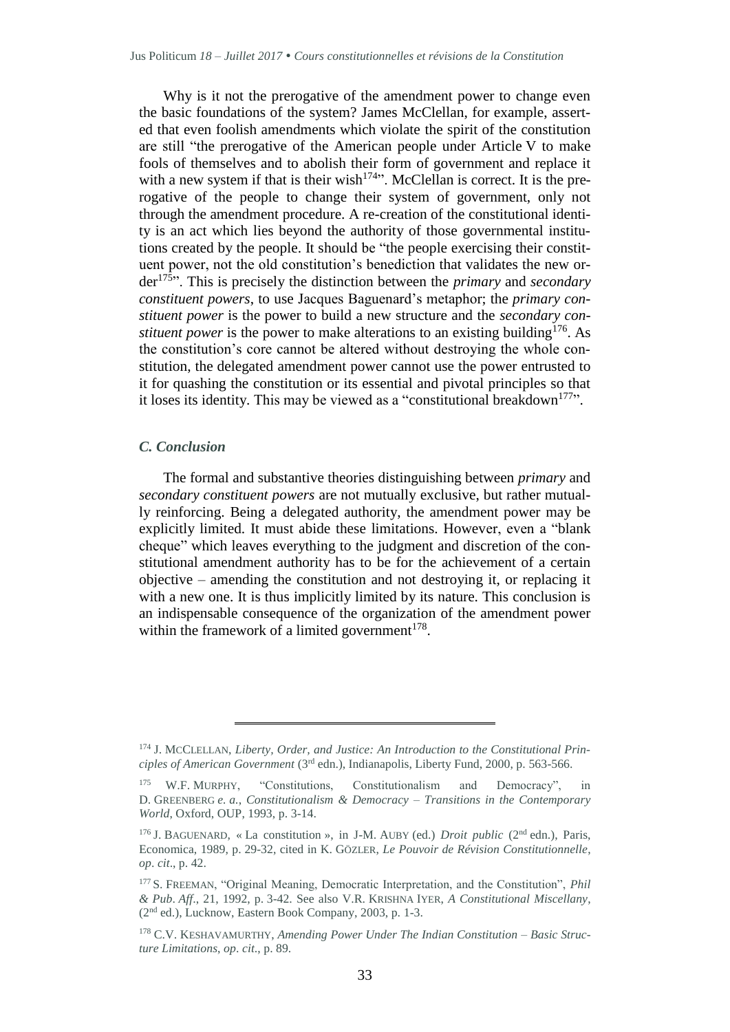Why is it not the prerogative of the amendment power to change even the basic foundations of the system? James McClellan, for example, asserted that even foolish amendments which violate the spirit of the constitution are still "the prerogative of the American people under Article V to make fools of themselves and to abolish their form of government and replace it with a new system if that is their wish[174]". McClellan is correct. It is the prerogative of the people to change their system of government, only not through the amendment procedure. A re-creation of the constitutional identity is an act which lies beyond the authority of those governmental institutions created by the people. It should be "the people exercising their constituent power, not the old constitution's benediction that validates the new order[175]". This is precisely the distinction between the *primary* and *secondary constituent powers*, to use Jacques Baguenard's metaphor; the *primary constituent power* is the power to build a new structure and the *secondary constituent power* is the power to make alterations to an existing building[176]. As the constitution's core cannot be altered without destroying the whole constitution, the delegated amendment power cannot use the power entrusted to it for quashing the constitution or its essential and pivotal principles so that it loses its identity. This may be viewed as a "constitutional breakdown[177]".

### *C. Conclusion*

The formal and substantive theories distinguishing between *primary* and *secondary constituent powers* are not mutually exclusive, but rather mutually reinforcing. Being a delegated authority, the amendment power may be explicitly limited. It must abide these limitations. However, even a "blank cheque" which leaves everything to the judgment and discretion of the constitutional amendment authority has to be for the achievement of a certain objective – amending the constitution and not destroying it, or replacing it with a new one. It is thus implicitly limited by its nature. This conclusion is an indispensable consequence of the organization of the amendment power within the framework of a limited government[178].

---

[174] J. McClellan, *Liberty, Order, and Justice: An Introduction to the Constitutional Principles of American Government* (3rd edn.), Indianapolis, Liberty Fund, 2000, p. 563-566.

[175] W.F. Murphy, "Constitutions, Constitutionalism and Democracy", in D. Greenberg *e. a.*, *Constitutionalism & Democracy – Transitions in the Contemporary World*, Oxford, OUP, 1993, p. 3-14.

[176] J. Baguenard, « La constitution », in J-M. Auby (ed.) *Droit public* (2nd edn.), Paris, Economica, 1989, p. 29-32, cited in K. Gözler, *Le Pouvoir de Révision Constitutionnelle*, *op. cit.*, p. 42.

[177] S. Freeman, "Original Meaning, Democratic Interpretation, and the Constitution", *Phil & Pub. Aff.*, 21, 1992, p. 3-42. See also V.R. Krishna Iyer, *A Constitutional Miscellany*, (2nd ed.), Lucknow, Eastern Book Company, 2003, p. 1-3.

[178] C.V. Keshavamurthy, *Amending Power Under The Indian Constitution – Basic Structure Limitations*, *op. cit.*, p. 89.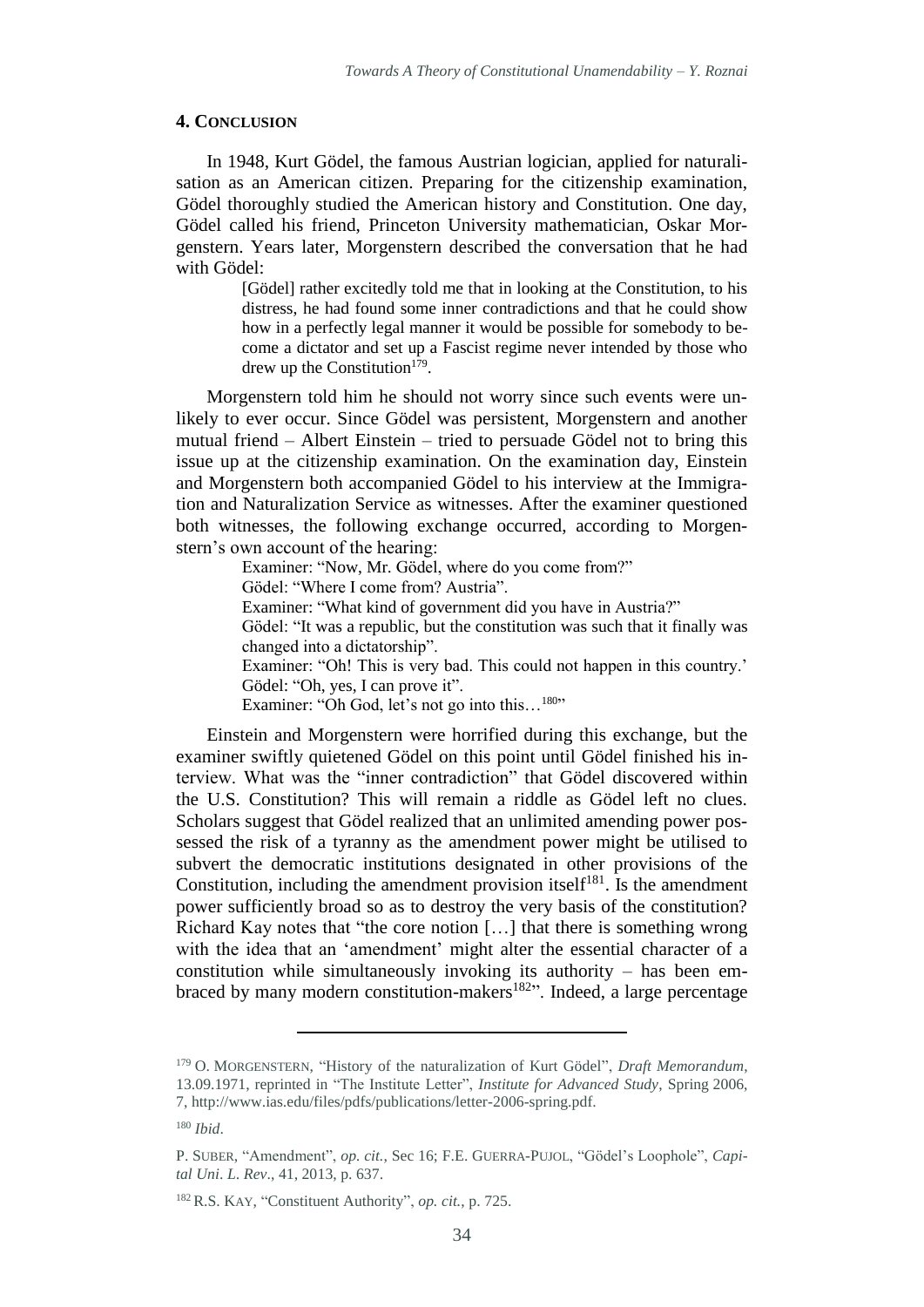## 4. Conclusion

In 1948, Kurt Gödel, the famous Austrian logician, applied for naturalisation as an American citizen. Preparing for the citizenship examination, Gödel thoroughly studied the American history and Constitution. One day, Gödel called his friend, Princeton University mathematician, Oskar Morgenstern. Years later, Morgenstern described the conversation that he had with Gödel:

> [Gödel] rather excitedly told me that in looking at the Constitution, to his distress, he had found some inner contradictions and that he could show how in a perfectly legal manner it would be possible for somebody to become a dictator and set up a Fascist regime never intended by those who drew up the Constitution[179].

Morgenstern told him he should not worry since such events were unlikely to ever occur. Since Gödel was persistent, Morgenstern and another mutual friend – Albert Einstein – tried to persuade Gödel not to bring this issue up at the citizenship examination. On the examination day, Einstein and Morgenstern both accompanied Gödel to his interview at the Immigration and Naturalization Service as witnesses. After the examiner questioned both witnesses, the following exchange occurred, according to Morgenstern's own account of the hearing:

> Examiner: "Now, Mr. Gödel, where do you come from?"
> Gödel: "Where I come from? Austria".
> Examiner: "What kind of government did you have in Austria?"
> Gödel: "It was a republic, but the constitution was such that it finally was changed into a dictatorship".
> Examiner: "Oh! This is very bad. This could not happen in this country.'
> Gödel: "Oh, yes, I can prove it".
> Examiner: "Oh God, let's not go into this…[180]"

Einstein and Morgenstern were horrified during this exchange, but the examiner swiftly quietened Gödel on this point until Gödel finished his interview. What was the "inner contradiction" that Gödel discovered within the U.S. Constitution? This will remain a riddle as Gödel left no clues. Scholars suggest that Gödel realized that an unlimited amending power possessed the risk of a tyranny as the amendment power might be utilised to subvert the democratic institutions designated in other provisions of the Constitution, including the amendment provision itself[181]. Is the amendment power sufficiently broad so as to destroy the very basis of the constitution? Richard Kay notes that "the core notion […] that there is something wrong with the idea that an 'amendment' might alter the essential character of a constitution while simultaneously invoking its authority – has been embraced by many modern constitution-makers[182]". Indeed, a large percentage

---

[179] O. Morgenstern, "History of the naturalization of Kurt Gödel", *Draft Memorandum*, 13.09.1971, reprinted in "The Institute Letter", *Institute for Advanced Study*, Spring 2006, 7, http://www.ias.edu/files/pdfs/publications/letter-2006-spring.pdf.

[180] *Ibid*.

[181] P. Suber, "Amendment", *op. cit.*, Sec 16; F.E. Guerra-Pujol, "Gödel's Loophole", *Capital Uni. L. Rev*., 41, 2013, p. 637.

[182] R.S. Kay, "Constituent Authority", *op. cit.*, p. 725.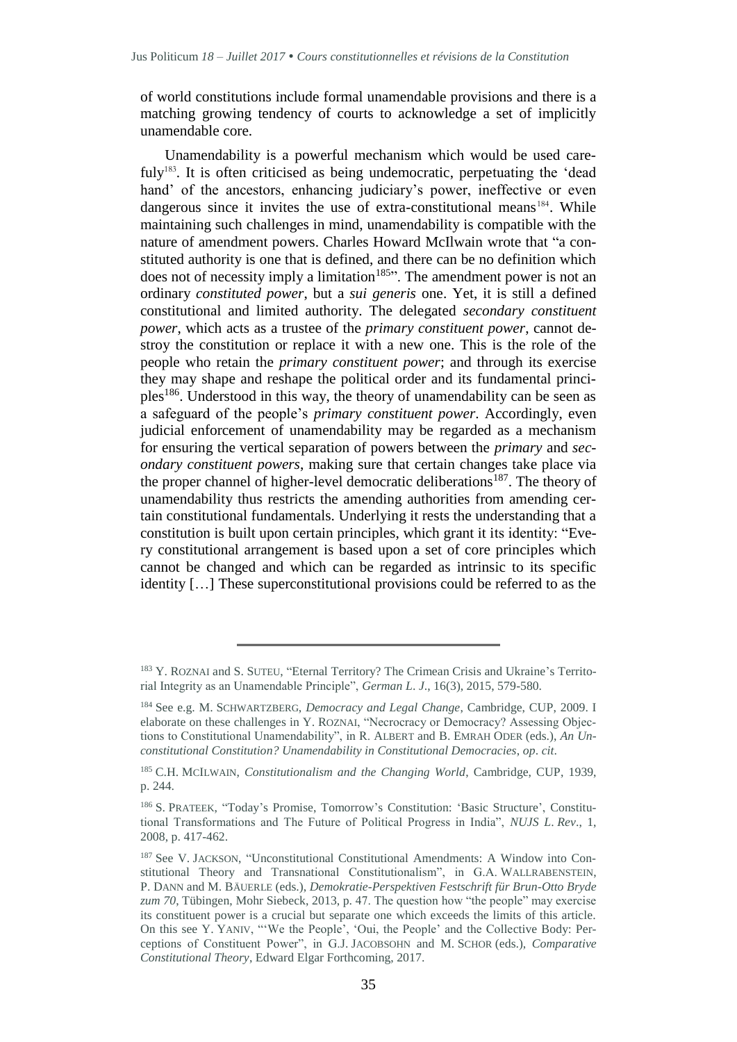of world constitutions include formal unamendable provisions and there is a matching growing tendency of courts to acknowledge a set of implicitly unamendable core.

Unamendability is a powerful mechanism which would be used carefuly[183]. It is often criticised as being undemocratic, perpetuating the 'dead hand' of the ancestors, enhancing judiciary's power, ineffective or even dangerous since it invites the use of extra-constitutional means[184]. While maintaining such challenges in mind, unamendability is compatible with the nature of amendment powers. Charles Howard McIlwain wrote that "a constituted authority is one that is defined, and there can be no definition which does not of necessity imply a limitation[185]". The amendment power is not an ordinary *constituted power*, but a *sui generis* one. Yet, it is still a defined constitutional and limited authority. The delegated *secondary constituent power*, which acts as a trustee of the *primary constituent power*, cannot destroy the constitution or replace it with a new one. This is the role of the people who retain the *primary constituent power*; and through its exercise they may shape and reshape the political order and its fundamental principles[186]. Understood in this way, the theory of unamendability can be seen as a safeguard of the people's *primary constituent power*. Accordingly, even judicial enforcement of unamendability may be regarded as a mechanism for ensuring the vertical separation of powers between the *primary* and *secondary constituent powers*, making sure that certain changes take place via the proper channel of higher-level democratic deliberations[187]. The theory of unamendability thus restricts the amending authorities from amending certain constitutional fundamentals. Underlying it rests the understanding that a constitution is built upon certain principles, which grant it its identity: "Every constitutional arrangement is based upon a set of core principles which cannot be changed and which can be regarded as intrinsic to its specific identity […] These superconstitutional provisions could be referred to as the

---

[183] Y. ROZNAI and S. SUTEU, "Eternal Territory? The Crimean Crisis and Ukraine's Territorial Integrity as an Unamendable Principle", *German L. J.*, 16(3), 2015, 579-580.

[184] See e.g. M. SCHWARTZBERG, *Democracy and Legal Change*, Cambridge, CUP, 2009. I elaborate on these challenges in Y. ROZNAI, "Necrocracy or Democracy? Assessing Objections to Constitutional Unamendability", in R. ALBERT and B. EMRAH ODER (eds.), *An Unconstitutional Constitution? Unamendability in Constitutional Democracies*, *op. cit.*

[185] C.H. MCILWAIN, *Constitutionalism and the Changing World*, Cambridge, CUP, 1939, p. 244.

[186] S. PRATEEK, "Today's Promise, Tomorrow's Constitution: 'Basic Structure', Constitutional Transformations and The Future of Political Progress in India", *NUJS L. Rev*., 1, 2008, p. 417-462.

[187] See V. JACKSON, "Unconstitutional Constitutional Amendments: A Window into Constitutional Theory and Transnational Constitutionalism", in G.A. WALLRABENSTEIN, P. DANN and M. BÄUERLE (eds.), *Demokratie-Perspektiven Festschrift für Brun-Otto Bryde zum 70*, Tübingen, Mohr Siebeck, 2013, p. 47. The question how "the people" may exercise its constituent power is a crucial but separate one which exceeds the limits of this article. On this see Y. YANIV, "'We the People', 'Oui, the People' and the Collective Body: Perceptions of Constituent Power", in G.J. JACOBSOHN and M. SCHOR (eds.), *Comparative Constitutional Theory*, Edward Elgar Forthcoming, 2017.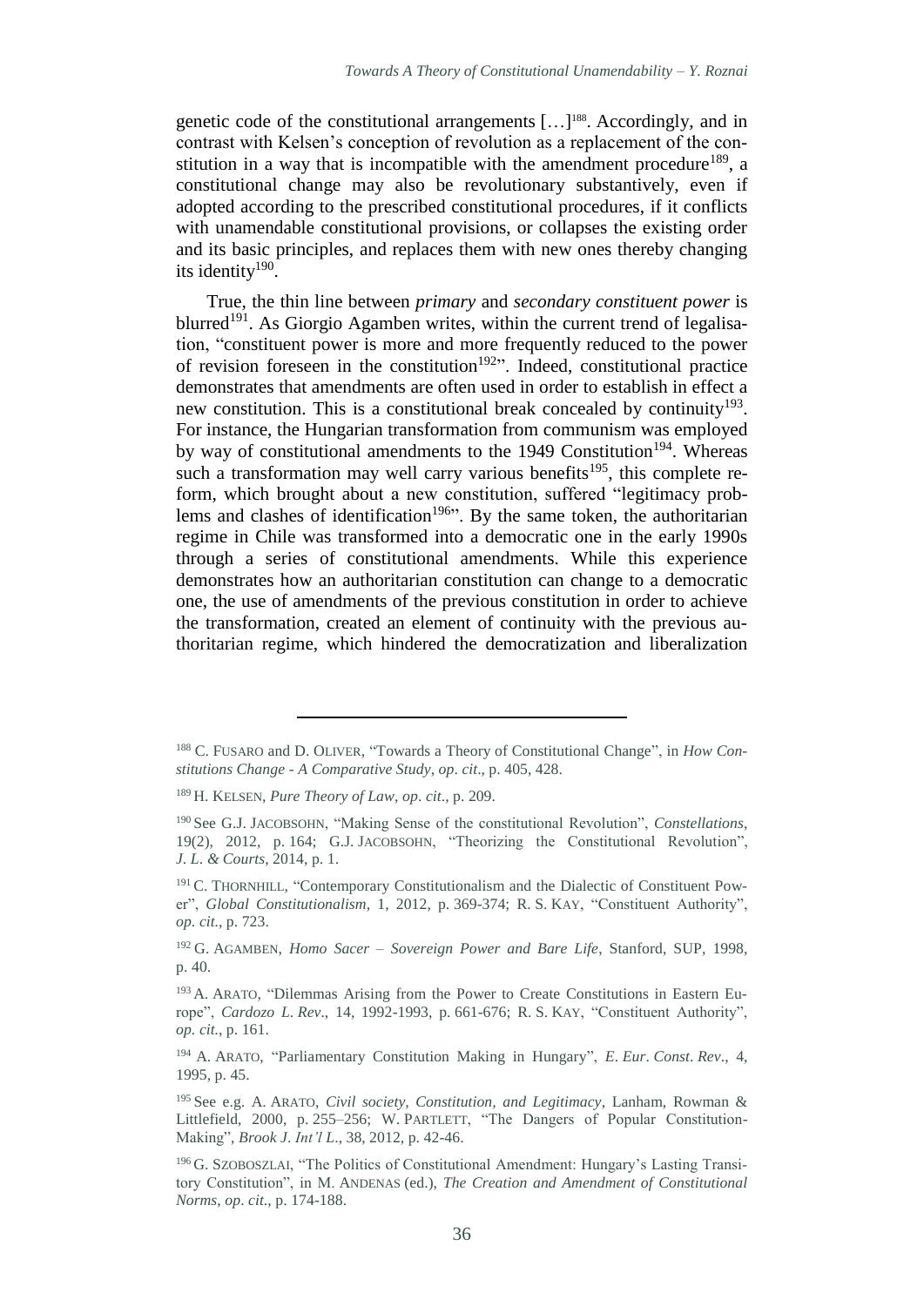genetic code of the constitutional arrangements […][188]. Accordingly, and in contrast with Kelsen's conception of revolution as a replacement of the constitution in a way that is incompatible with the amendment procedure[189], a constitutional change may also be revolutionary substantively, even if adopted according to the prescribed constitutional procedures, if it conflicts with unamendable constitutional provisions, or collapses the existing order and its basic principles, and replaces them with new ones thereby changing its identity[190].

True, the thin line between *primary* and *secondary constituent power* is blurred[191]. As Giorgio Agamben writes, within the current trend of legalisation, "constituent power is more and more frequently reduced to the power of revision foreseen in the constitution[192]". Indeed, constitutional practice demonstrates that amendments are often used in order to establish in effect a new constitution. This is a constitutional break concealed by continuity[193]. For instance, the Hungarian transformation from communism was employed by way of constitutional amendments to the 1949 Constitution[194]. Whereas such a transformation may well carry various benefits[195], this complete reform, which brought about a new constitution, suffered "legitimacy problems and clashes of identification[196]". By the same token, the authoritarian regime in Chile was transformed into a democratic one in the early 1990s through a series of constitutional amendments. While this experience demonstrates how an authoritarian constitution can change to a democratic one, the use of amendments of the previous constitution in order to achieve the transformation, created an element of continuity with the previous authoritarian regime, which hindered the democratization and liberalization

---

[188] C. Fusaro and D. Oliver, "Towards a Theory of Constitutional Change", in *How Constitutions Change - A Comparative Study*, *op. cit*., p. 405, 428.

[189] H. Kelsen, *Pure Theory of Law*, *op. cit*., p. 209.

[190] See G.J. Jacobsohn, "Making Sense of the constitutional Revolution", *Constellations*, 19(2), 2012, p. 164; G.J. Jacobsohn, "Theorizing the Constitutional Revolution", *J. L. & Courts*, 2014, p. 1.

[191] C. Thornhill, "Contemporary Constitutionalism and the Dialectic of Constituent Power", *Global Constitutionalism*, 1, 2012, p. 369-374; R. S. Kay, "Constituent Authority", *op. cit.*, p. 723.

[192] G. Agamben, *Homo Sacer – Sovereign Power and Bare Life*, Stanford, SUP, 1998, p. 40.

[193] A. Arato, "Dilemmas Arising from the Power to Create Constitutions in Eastern Europe", *Cardozo L. Rev*., 14, 1992-1993, p. 661-676; R. S. Kay, "Constituent Authority", *op. cit.*, p. 161.

[194] A. Arato, "Parliamentary Constitution Making in Hungary", *E. Eur. Const. Rev*., 4, 1995, p. 45.

[195] See e.g. A. Arato, *Civil society, Constitution, and Legitimacy*, Lanham, Rowman & Littlefield, 2000, p. 255–256; W. Partlett, "The Dangers of Popular Constitution-Making", *Brook J. Int'l L*., 38, 2012, p. 42-46.

[196] G. Szoboszlai, "The Politics of Constitutional Amendment: Hungary's Lasting Transitory Constitution", in M. Andenas (ed.), *The Creation and Amendment of Constitutional Norms*, *op. cit*., p. 174-188.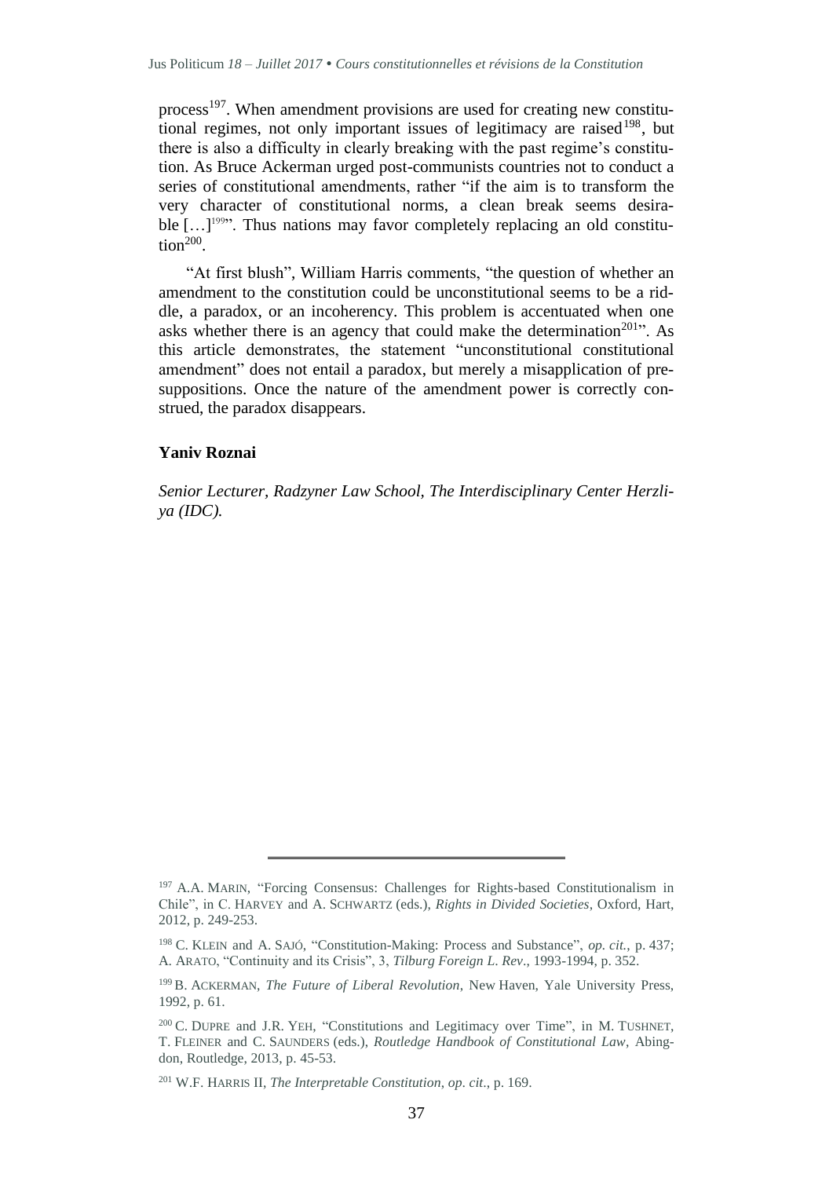process[197]. When amendment provisions are used for creating new constitutional regimes, not only important issues of legitimacy are raised[198], but there is also a difficulty in clearly breaking with the past regime's constitution. As Bruce Ackerman urged post-communists countries not to conduct a series of constitutional amendments, rather "if the aim is to transform the very character of constitutional norms, a clean break seems desirable […][199]". Thus nations may favor completely replacing an old constitution[200].

"At first blush", William Harris comments, "the question of whether an amendment to the constitution could be unconstitutional seems to be a riddle, a paradox, or an incoherency. This problem is accentuated when one asks whether there is an agency that could make the determination[201]". As this article demonstrates, the statement "unconstitutional constitutional amendment" does not entail a paradox, but merely a misapplication of presuppositions. Once the nature of the amendment power is correctly construed, the paradox disappears.

**Yaniv Roznai**

*Senior Lecturer, Radzyner Law School, The Interdisciplinary Center Herzliya (IDC).*

---

[197] A.A. Marin, "Forcing Consensus: Challenges for Rights-based Constitutionalism in Chile", in C. Harvey and A. Schwartz (eds.), *Rights in Divided Societies*, Oxford, Hart, 2012, p. 249-253.

[198] C. Klein and A. Sajó, "Constitution-Making: Process and Substance", *op. cit.*, p. 437; A. Arato, "Continuity and its Crisis", 3, *Tilburg Foreign L. Rev*., 1993-1994, p. 352.

[199] B. Ackerman, *The Future of Liberal Revolution*, New Haven, Yale University Press, 1992, p. 61.

[200] C. Dupre and J.R. Yeh, "Constitutions and Legitimacy over Time", in M. Tushnet, T. Fleiner and C. Saunders (eds.), *Routledge Handbook of Constitutional Law*, Abingdon, Routledge, 2013, p. 45-53.

[201] W.F. Harris II, *The Interpretable Constitution*, *op. cit*., p. 169.